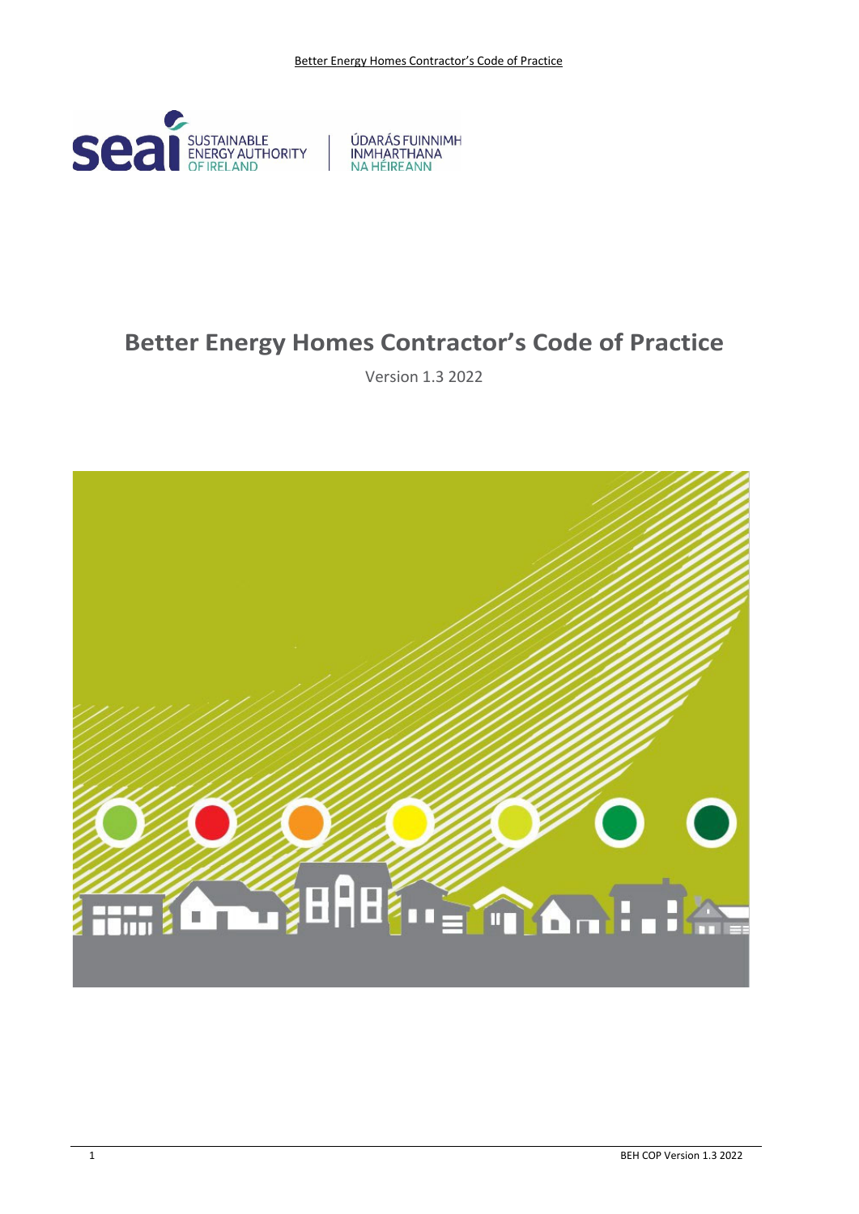SUSTAINABLE ENERGY AUTHORITY OF IRELAND | ÚDARÁS FUINNIMH INMHARTHANA NA HÉIREANN

# Better Energy Homes Contractor's Code of Practice

Version 1.3 2022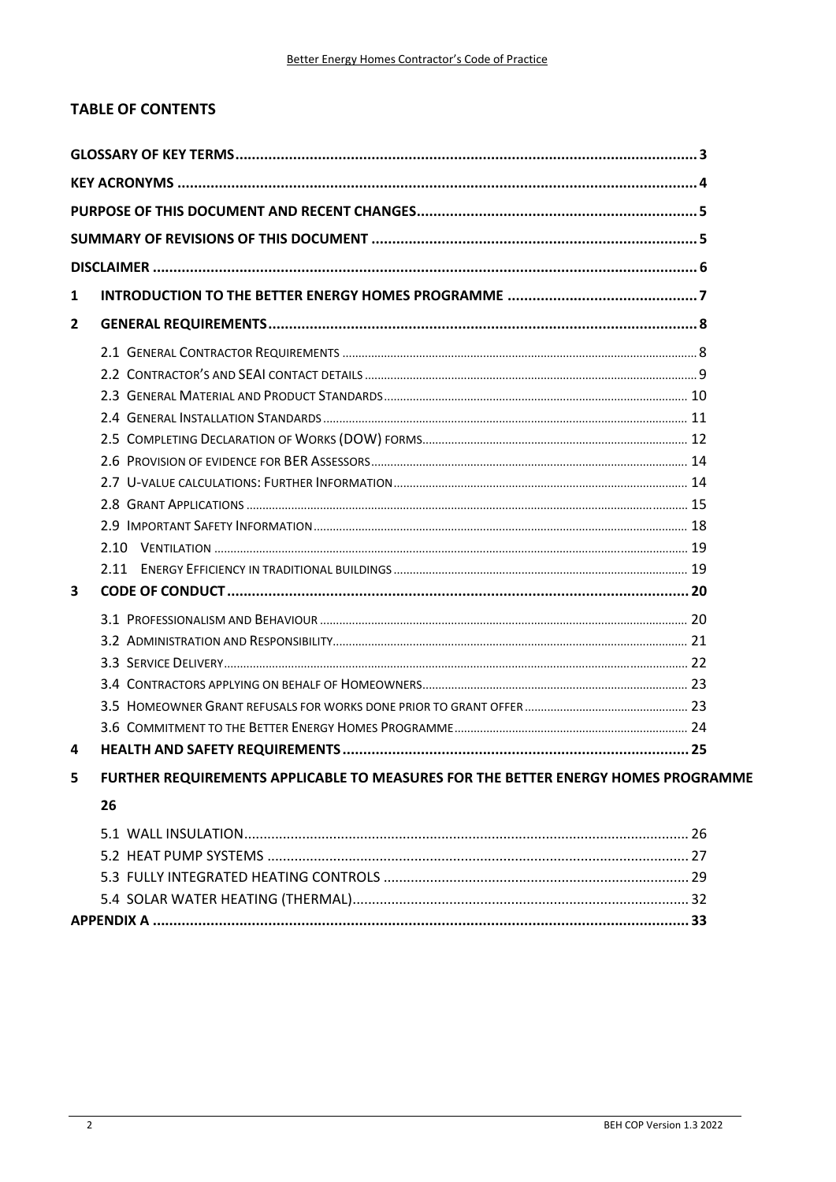## TABLE OF CONTENTS

GLOSSARY OF KEY TERMS ..... 3

KEY ACRONYMS ..... 4

PURPOSE OF THIS DOCUMENT AND RECENT CHANGES ..... 5

SUMMARY OF REVISIONS OF THIS DOCUMENT ..... 5

DISCLAIMER ..... 6

1 INTRODUCTION TO THE BETTER ENERGY HOMES PROGRAMME ..... 7

2 GENERAL REQUIREMENTS ..... 8

- 2.1 General Contractor Requirements ..... 8
- 2.2 Contractor's and SEAI contact details ..... 9
- 2.3 General Material and Product Standards ..... 10
- 2.4 General Installation Standards ..... 11
- 2.5 Completing Declaration of Works (DOW) forms ..... 12
- 2.6 Provision of evidence for BER Assessors ..... 14
- 2.7 U-value calculations: Further Information ..... 14
- 2.8 Grant Applications ..... 15
- 2.9 Important Safety Information ..... 18
- 2.10 Ventilation ..... 19
- 2.11 Energy efficiency in traditional buildings ..... 19

3 CODE OF CONDUCT ..... 20

- 3.1 Professionalism and Behaviour ..... 20
- 3.2 Administration and Responsibility ..... 21
- 3.3 Service Delivery ..... 22
- 3.4 Contractors applying on behalf of Homeowners ..... 23
- 3.5 Homeowner Grant refusals for works done prior to grant offer ..... 23
- 3.6 Commitment to the Better Energy Homes Programme ..... 24

4 HEALTH AND SAFETY REQUIREMENTS ..... 25

5 FURTHER REQUIREMENTS APPLICABLE TO MEASURES FOR THE BETTER ENERGY HOMES PROGRAMME 26

- 5.1 WALL INSULATION ..... 26
- 5.2 HEAT PUMP SYSTEMS ..... 27
- 5.3 FULLY INTEGRATED HEATING CONTROLS ..... 29
- 5.4 SOLAR WATER HEATING (THERMAL) ..... 32

APPENDIX A ..... 33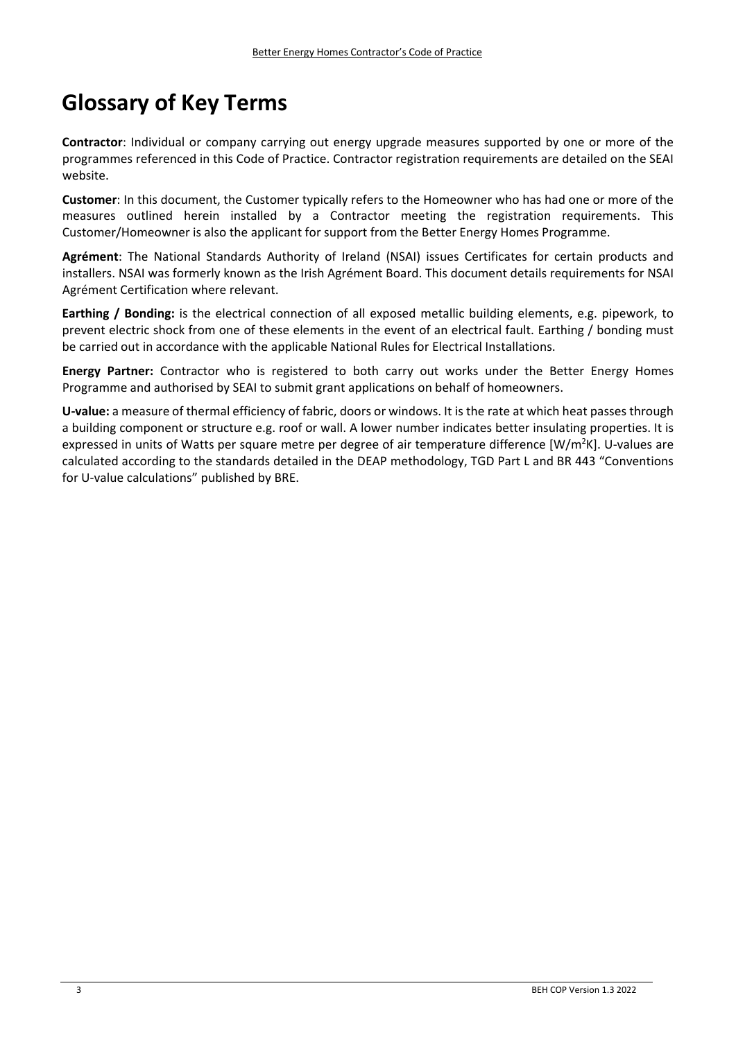# Glossary of Key Terms

**Contractor**: Individual or company carrying out energy upgrade measures supported by one or more of the programmes referenced in this Code of Practice. Contractor registration requirements are detailed on the SEAI website.

**Customer**: In this document, the Customer typically refers to the Homeowner who has had one or more of the measures outlined herein installed by a Contractor meeting the registration requirements. This Customer/Homeowner is also the applicant for support from the Better Energy Homes Programme.

**Agrément**: The National Standards Authority of Ireland (NSAI) issues Certificates for certain products and installers. NSAI was formerly known as the Irish Agrément Board. This document details requirements for NSAI Agrément Certification where relevant.

**Earthing / Bonding:** is the electrical connection of all exposed metallic building elements, e.g. pipework, to prevent electric shock from one of these elements in the event of an electrical fault. Earthing / bonding must be carried out in accordance with the applicable National Rules for Electrical Installations.

**Energy Partner:** Contractor who is registered to both carry out works under the Better Energy Homes Programme and authorised by SEAI to submit grant applications on behalf of homeowners.

**U-value:** a measure of thermal efficiency of fabric, doors or windows. It is the rate at which heat passes through a building component or structure e.g. roof or wall. A lower number indicates better insulating properties. It is expressed in units of Watts per square metre per degree of air temperature difference [$W/m^2K$]. U-values are calculated according to the standards detailed in the DEAP methodology, TGD Part L and BR 443 "Conventions for U-value calculations" published by BRE.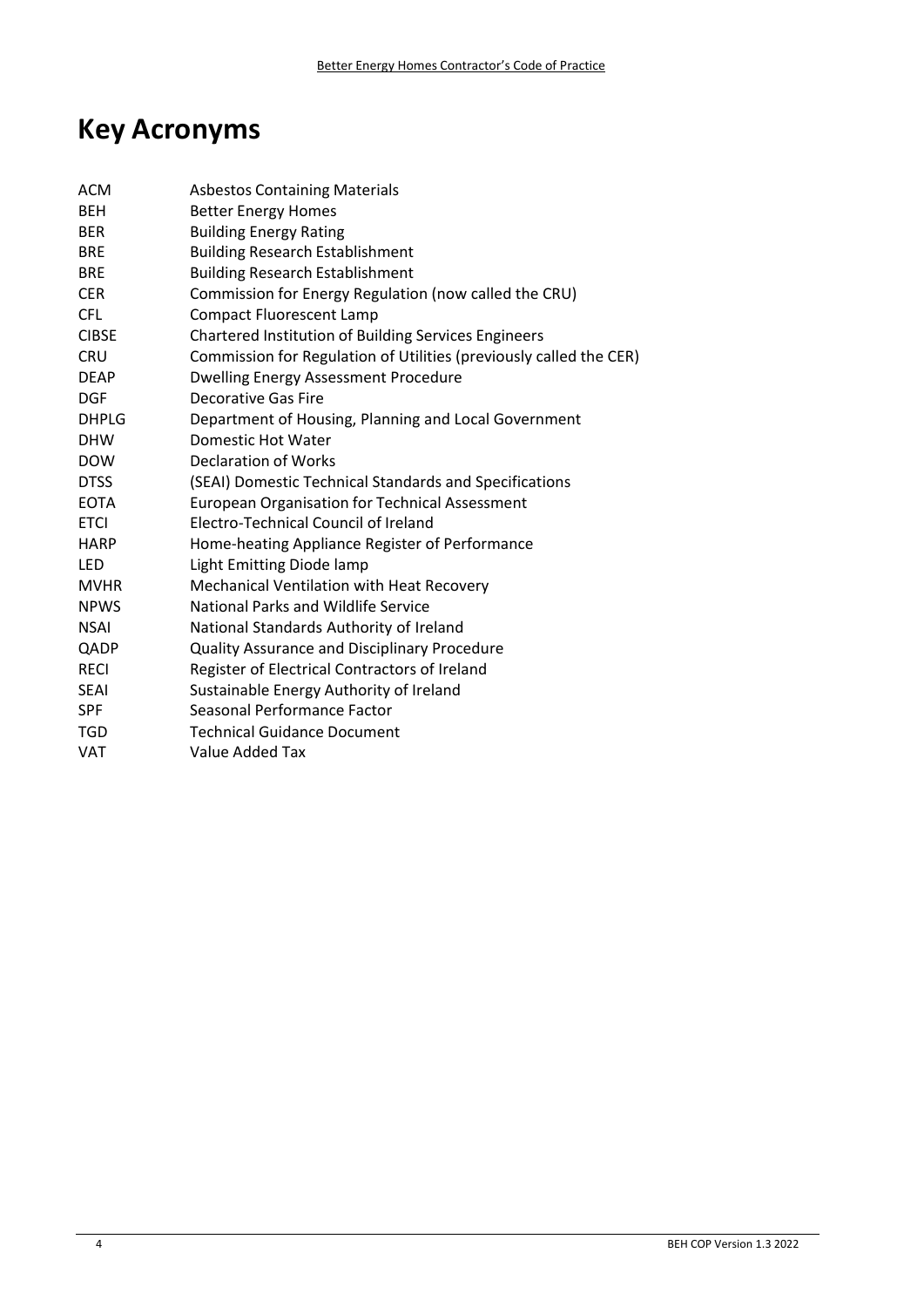# Key Acronyms

| | |
|---|---|
| ACM | Asbestos Containing Materials |
| BEH | Better Energy Homes |
| BER | Building Energy Rating |
| BRE | Building Research Establishment |
| BRE | Building Research Establishment |
| CER | Commission for Energy Regulation (now called the CRU) |
| CFL | Compact Fluorescent Lamp |
| CIBSE | Chartered Institution of Building Services Engineers |
| CRU | Commission for Regulation of Utilities (previously called the CER) |
| DEAP | Dwelling Energy Assessment Procedure |
| DGF | Decorative Gas Fire |
| DHPLG | Department of Housing, Planning and Local Government |
| DHW | Domestic Hot Water |
| DOW | Declaration of Works |
| DTSS | (SEAI) Domestic Technical Standards and Specifications |
| EOTA | European Organisation for Technical Assessment |
| ETCI | Electro-Technical Council of Ireland |
| HARP | Home-heating Appliance Register of Performance |
| LED | Light Emitting Diode lamp |
| MVHR | Mechanical Ventilation with Heat Recovery |
| NPWS | National Parks and Wildlife Service |
| NSAI | National Standards Authority of Ireland |
| QADP | Quality Assurance and Disciplinary Procedure |
| RECI | Register of Electrical Contractors of Ireland |
| SEAI | Sustainable Energy Authority of Ireland |
| SPF | Seasonal Performance Factor |
| TGD | Technical Guidance Document |
| VAT | Value Added Tax |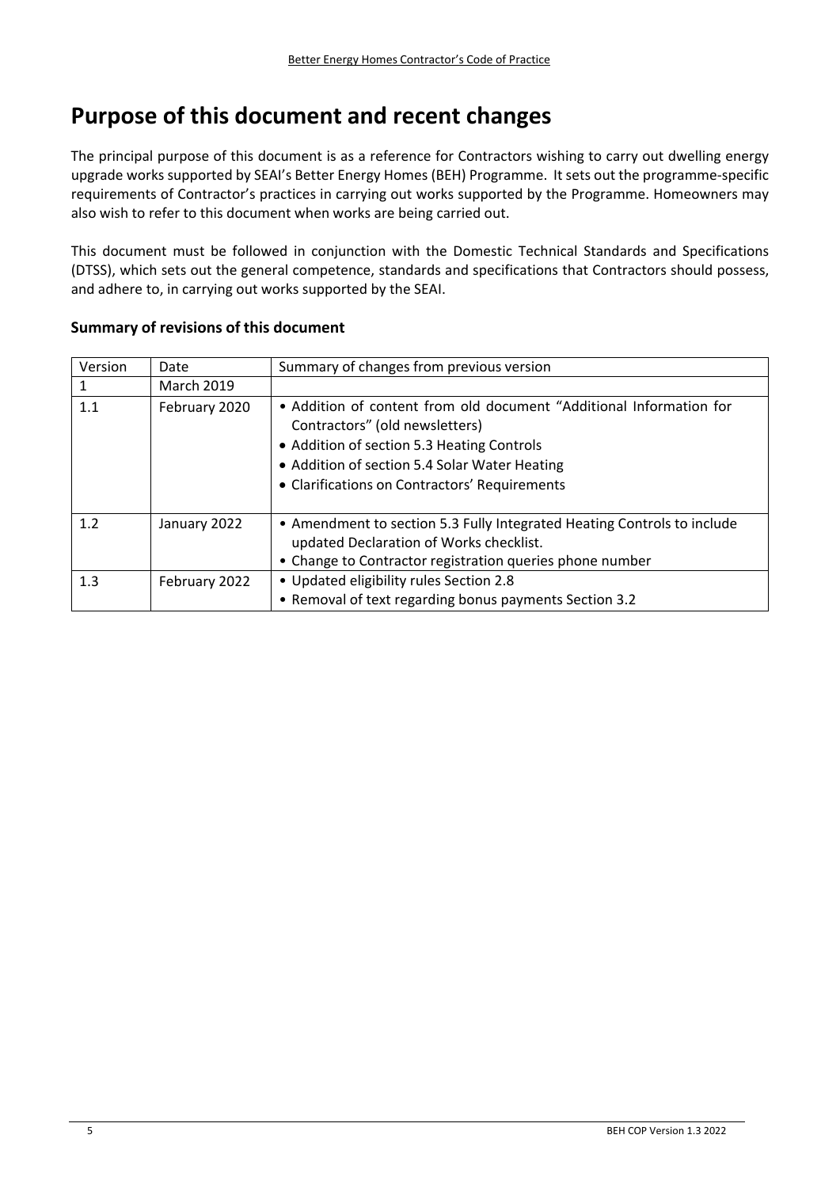# Purpose of this document and recent changes

The principal purpose of this document is as a reference for Contractors wishing to carry out dwelling energy upgrade works supported by SEAI's Better Energy Homes (BEH) Programme. It sets out the programme-specific requirements of Contractor's practices in carrying out works supported by the Programme. Homeowners may also wish to refer to this document when works are being carried out.

This document must be followed in conjunction with the Domestic Technical Standards and Specifications (DTSS), which sets out the general competence, standards and specifications that Contractors should possess, and adhere to, in carrying out works supported by the SEAI.

## Summary of revisions of this document

| Version | Date | Summary of changes from previous version |
|---|---|---|
| 1 | March 2019 | |
| 1.1 | February 2020 | • Addition of content from old document "Additional Information for Contractors" (old newsletters)<br>• Addition of section 5.3 Heating Controls<br>• Addition of section 5.4 Solar Water Heating<br>• Clarifications on Contractors' Requirements |
| 1.2 | January 2022 | • Amendment to section 5.3 Fully Integrated Heating Controls to include updated Declaration of Works checklist.<br>• Change to Contractor registration queries phone number |
| 1.3 | February 2022 | • Updated eligibility rules Section 2.8<br>• Removal of text regarding bonus payments Section 3.2 |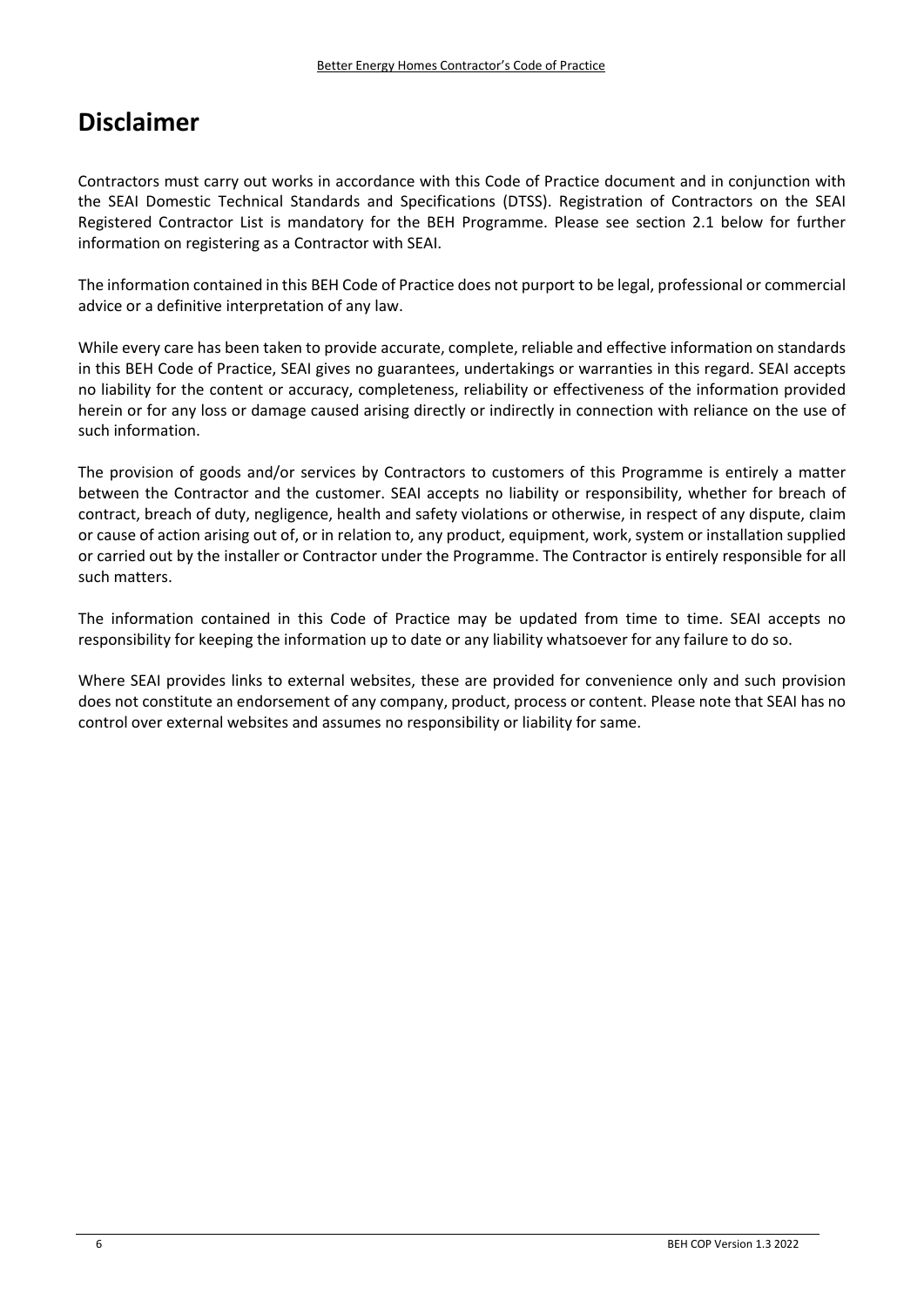# Disclaimer

Contractors must carry out works in accordance with this Code of Practice document and in conjunction with the SEAI Domestic Technical Standards and Specifications (DTSS). Registration of Contractors on the SEAI Registered Contractor List is mandatory for the BEH Programme. Please see section 2.1 below for further information on registering as a Contractor with SEAI.

The information contained in this BEH Code of Practice does not purport to be legal, professional or commercial advice or a definitive interpretation of any law.

While every care has been taken to provide accurate, complete, reliable and effective information on standards in this BEH Code of Practice, SEAI gives no guarantees, undertakings or warranties in this regard. SEAI accepts no liability for the content or accuracy, completeness, reliability or effectiveness of the information provided herein or for any loss or damage caused arising directly or indirectly in connection with reliance on the use of such information.

The provision of goods and/or services by Contractors to customers of this Programme is entirely a matter between the Contractor and the customer. SEAI accepts no liability or responsibility, whether for breach of contract, breach of duty, negligence, health and safety violations or otherwise, in respect of any dispute, claim or cause of action arising out of, or in relation to, any product, equipment, work, system or installation supplied or carried out by the installer or Contractor under the Programme. The Contractor is entirely responsible for all such matters.

The information contained in this Code of Practice may be updated from time to time. SEAI accepts no responsibility for keeping the information up to date or any liability whatsoever for any failure to do so.

Where SEAI provides links to external websites, these are provided for convenience only and such provision does not constitute an endorsement of any company, product, process or content. Please note that SEAI has no control over external websites and assumes no responsibility or liability for same.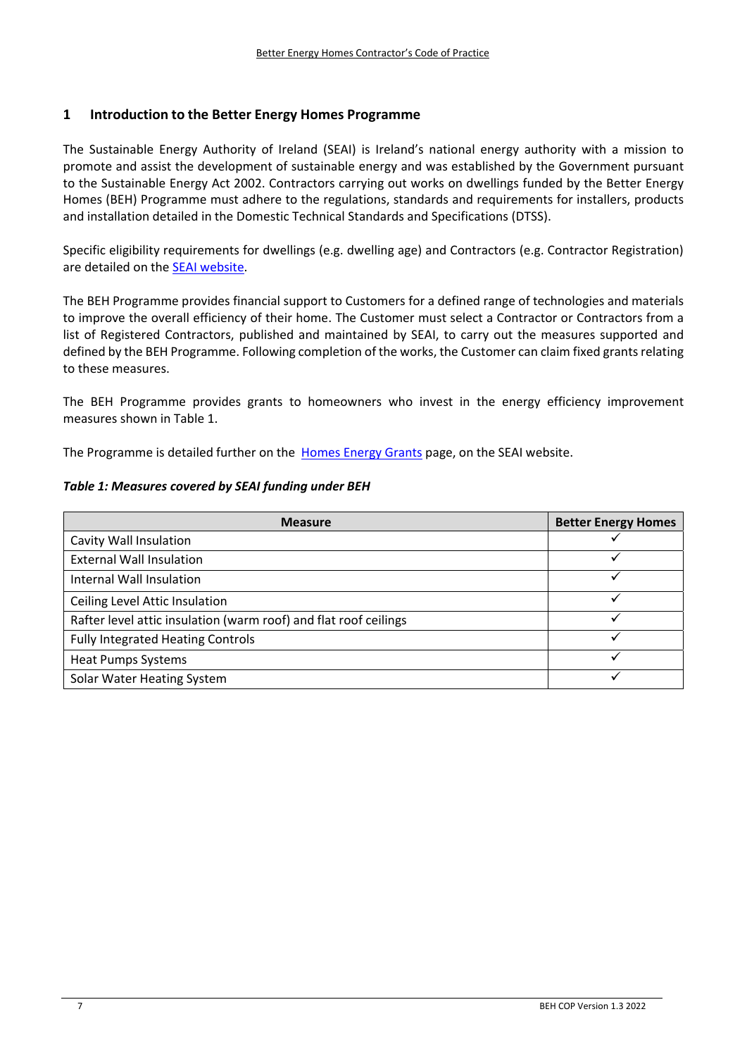# 1 Introduction to the Better Energy Homes Programme

The Sustainable Energy Authority of Ireland (SEAI) is Ireland's national energy authority with a mission to promote and assist the development of sustainable energy and was established by the Government pursuant to the Sustainable Energy Act 2002. Contractors carrying out works on dwellings funded by the Better Energy Homes (BEH) Programme must adhere to the regulations, standards and requirements for installers, products and installation detailed in the Domestic Technical Standards and Specifications (DTSS).

Specific eligibility requirements for dwellings (e.g. dwelling age) and Contractors (e.g. Contractor Registration) are detailed on the SEAI website.

The BEH Programme provides financial support to Customers for a defined range of technologies and materials to improve the overall efficiency of their home. The Customer must select a Contractor or Contractors from a list of Registered Contractors, published and maintained by SEAI, to carry out the measures supported and defined by the BEH Programme. Following completion of the works, the Customer can claim fixed grants relating to these measures.

The BEH Programme provides grants to homeowners who invest in the energy efficiency improvement measures shown in Table 1.

The Programme is detailed further on the Homes Energy Grants page, on the SEAI website.

***Table 1: Measures covered by SEAI funding under BEH***

| Measure | Better Energy Homes |
|---|---|
| Cavity Wall Insulation | ✓ |
| External Wall Insulation | ✓ |
| Internal Wall Insulation | ✓ |
| Ceiling Level Attic Insulation | ✓ |
| Rafter level attic insulation (warm roof) and flat roof ceilings | ✓ |
| Fully Integrated Heating Controls | ✓ |
| Heat Pumps Systems | ✓ |
| Solar Water Heating System | ✓ |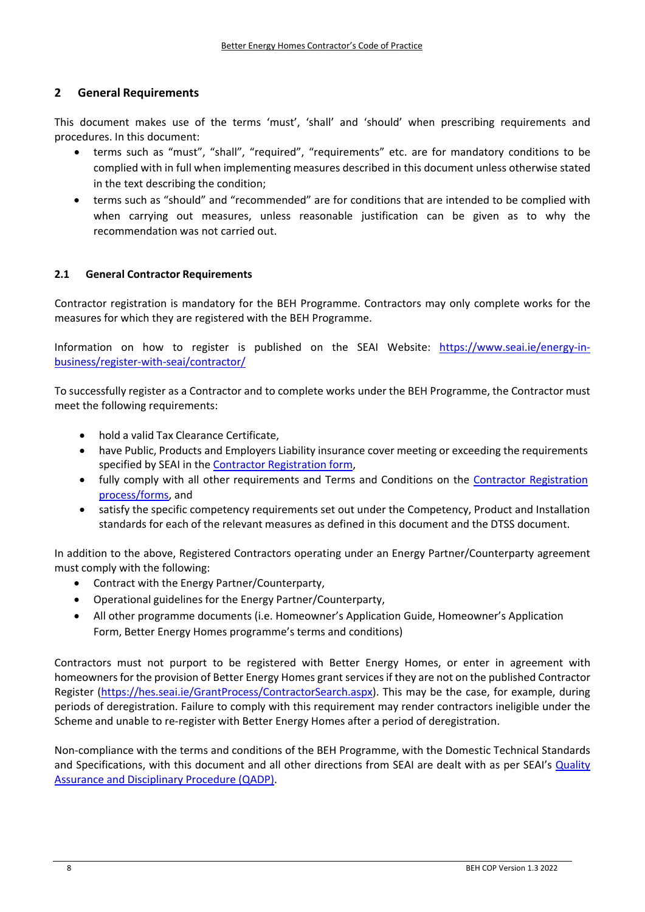## 2 General Requirements

This document makes use of the terms 'must', 'shall' and 'should' when prescribing requirements and procedures. In this document:

- terms such as "must", "shall", "required", "requirements" etc. are for mandatory conditions to be complied with in full when implementing measures described in this document unless otherwise stated in the text describing the condition;
- terms such as "should" and "recommended" are for conditions that are intended to be complied with when carrying out measures, unless reasonable justification can be given as to why the recommendation was not carried out.

### 2.1 General Contractor Requirements

Contractor registration is mandatory for the BEH Programme. Contractors may only complete works for the measures for which they are registered with the BEH Programme.

Information on how to register is published on the SEAI Website: [https://www.seai.ie/energy-in-business/register-with-seai/contractor/](https://www.seai.ie/energy-in-business/register-with-seai/contractor/)

To successfully register as a Contractor and to complete works under the BEH Programme, the Contractor must meet the following requirements:

- hold a valid Tax Clearance Certificate,
- have Public, Products and Employers Liability insurance cover meeting or exceeding the requirements specified by SEAI in the Contractor Registration form,
- fully comply with all other requirements and Terms and Conditions on the Contractor Registration process/forms, and
- satisfy the specific competency requirements set out under the Competency, Product and Installation standards for each of the relevant measures as defined in this document and the DTSS document.

In addition to the above, Registered Contractors operating under an Energy Partner/Counterparty agreement must comply with the following:

- Contract with the Energy Partner/Counterparty,
- Operational guidelines for the Energy Partner/Counterparty,
- All other programme documents (i.e. Homeowner's Application Guide, Homeowner's Application Form, Better Energy Homes programme's terms and conditions)

Contractors must not purport to be registered with Better Energy Homes, or enter in agreement with homeowners for the provision of Better Energy Homes grant services if they are not on the published Contractor Register ([https://hes.seai.ie/GrantProcess/ContractorSearch.aspx](https://hes.seai.ie/GrantProcess/ContractorSearch.aspx)). This may be the case, for example, during periods of deregistration. Failure to comply with this requirement may render contractors ineligible under the Scheme and unable to re-register with Better Energy Homes after a period of deregistration.

Non-compliance with the terms and conditions of the BEH Programme, with the Domestic Technical Standards and Specifications, with this document and all other directions from SEAI are dealt with as per SEAI's Quality Assurance and Disciplinary Procedure (QADP).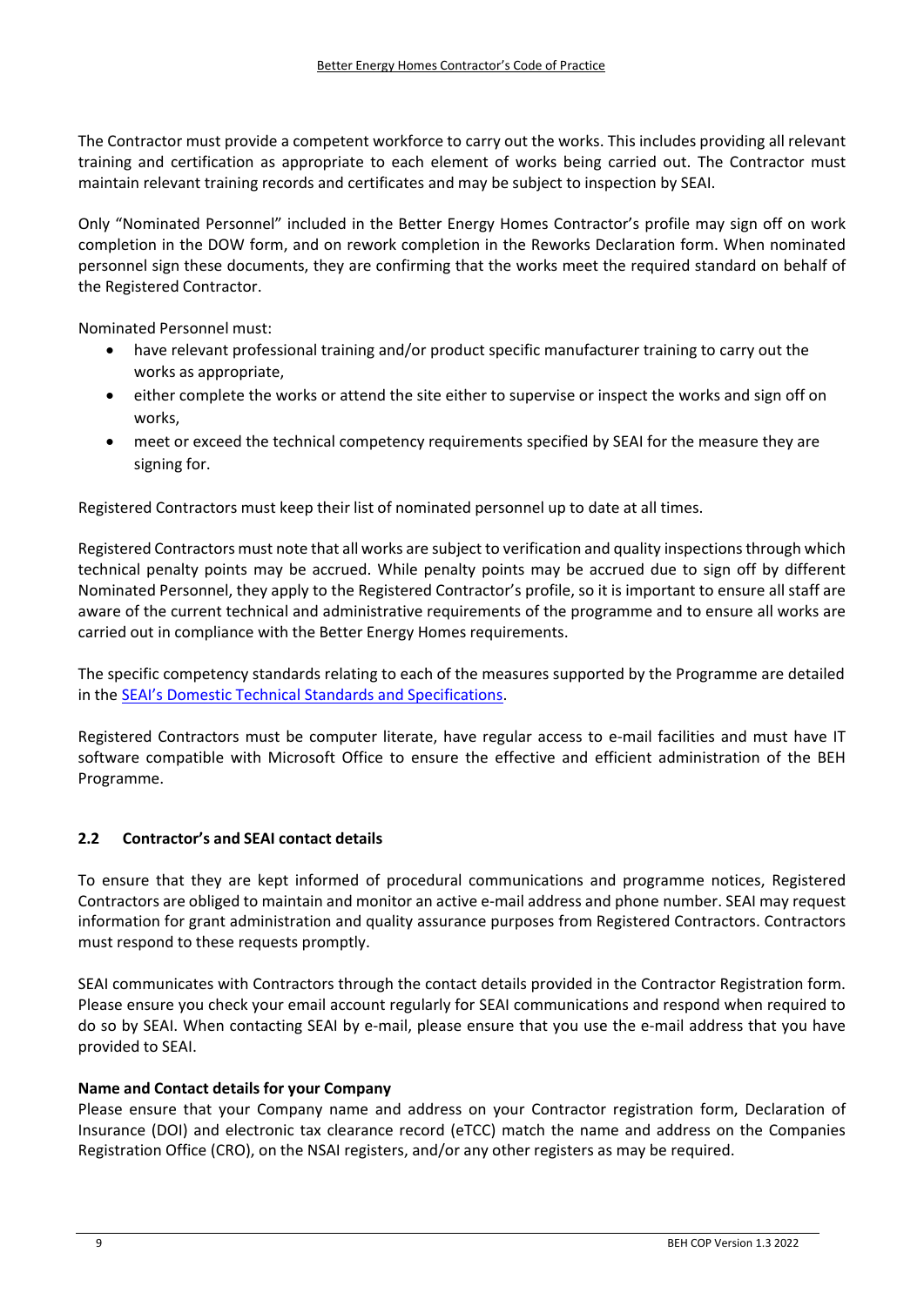The Contractor must provide a competent workforce to carry out the works. This includes providing all relevant training and certification as appropriate to each element of works being carried out. The Contractor must maintain relevant training records and certificates and may be subject to inspection by SEAI.

Only "Nominated Personnel" included in the Better Energy Homes Contractor's profile may sign off on work completion in the DOW form, and on rework completion in the Reworks Declaration form. When nominated personnel sign these documents, they are confirming that the works meet the required standard on behalf of the Registered Contractor.

Nominated Personnel must:

- have relevant professional training and/or product specific manufacturer training to carry out the works as appropriate,
- either complete the works or attend the site either to supervise or inspect the works and sign off on works,
- meet or exceed the technical competency requirements specified by SEAI for the measure they are signing for.

Registered Contractors must keep their list of nominated personnel up to date at all times.

Registered Contractors must note that all works are subject to verification and quality inspections through which technical penalty points may be accrued. While penalty points may be accrued due to sign off by different Nominated Personnel, they apply to the Registered Contractor's profile, so it is important to ensure all staff are aware of the current technical and administrative requirements of the programme and to ensure all works are carried out in compliance with the Better Energy Homes requirements.

The specific competency standards relating to each of the measures supported by the Programme are detailed in the SEAI's Domestic Technical Standards and Specifications.

Registered Contractors must be computer literate, have regular access to e-mail facilities and must have IT software compatible with Microsoft Office to ensure the effective and efficient administration of the BEH Programme.

### 2.2 Contractor's and SEAI contact details

To ensure that they are kept informed of procedural communications and programme notices, Registered Contractors are obliged to maintain and monitor an active e-mail address and phone number. SEAI may request information for grant administration and quality assurance purposes from Registered Contractors. Contractors must respond to these requests promptly.

SEAI communicates with Contractors through the contact details provided in the Contractor Registration form. Please ensure you check your email account regularly for SEAI communications and respond when required to do so by SEAI. When contacting SEAI by e-mail, please ensure that you use the e-mail address that you have provided to SEAI.

**Name and Contact details for your Company**

Please ensure that your Company name and address on your Contractor registration form, Declaration of Insurance (DOI) and electronic tax clearance record (eTCC) match the name and address on the Companies Registration Office (CRO), on the NSAI registers, and/or any other registers as may be required.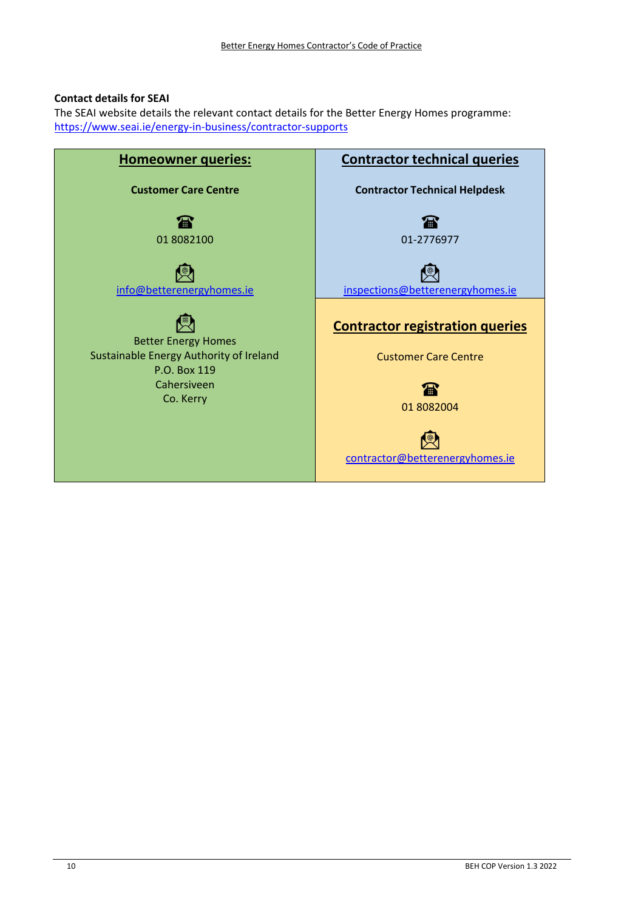**Contact details for SEAI**

The SEAI website details the relevant contact details for the Better Energy Homes programme: https://www.seai.ie/energy-in-business/contractor-supports

**Homeowner queries:**

**Customer Care Centre**

01 8082100

info@betterenergyhomes.ie

Better Energy Homes
Sustainable Energy Authority of Ireland
P.O. Box 119
Cahersiveen
Co. Kerry

**Contractor technical queries**

**Contractor Technical Helpdesk**

01-2776977

inspections@betterenergyhomes.ie

**Contractor registration queries**

Customer Care Centre

01 8082004

contractor@betterenergyhomes.ie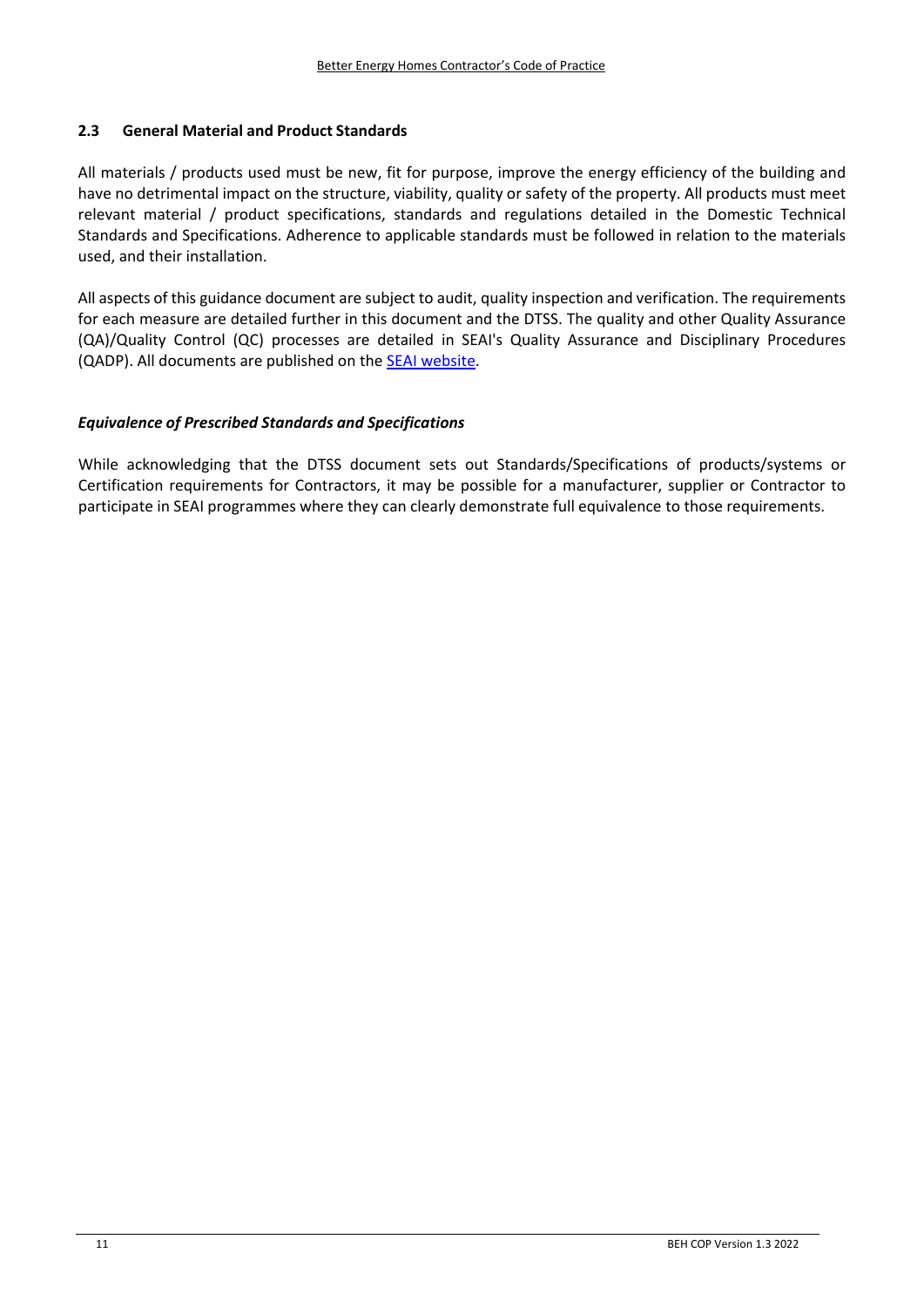### 2.3 General Material and Product Standards

All materials / products used must be new, fit for purpose, improve the energy efficiency of the building and have no detrimental impact on the structure, viability, quality or safety of the property. All products must meet relevant material / product specifications, standards and regulations detailed in the Domestic Technical Standards and Specifications. Adherence to applicable standards must be followed in relation to the materials used, and their installation.

All aspects of this guidance document are subject to audit, quality inspection and verification. The requirements for each measure are detailed further in this document and the DTSS. The quality and other Quality Assurance (QA)/Quality Control (QC) processes are detailed in SEAI's Quality Assurance and Disciplinary Procedures (QADP). All documents are published on the SEAI website.

***Equivalence of Prescribed Standards and Specifications***

While acknowledging that the DTSS document sets out Standards/Specifications of products/systems or Certification requirements for Contractors, it may be possible for a manufacturer, supplier or Contractor to participate in SEAI programmes where they can clearly demonstrate full equivalence to those requirements.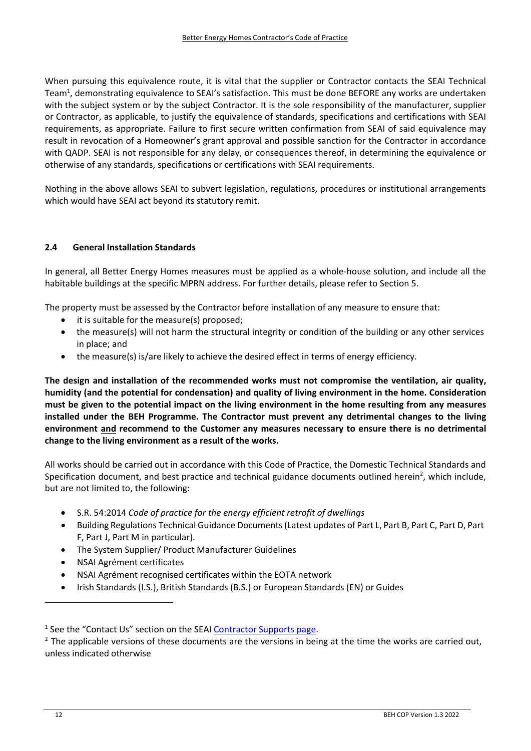When pursuing this equivalence route, it is vital that the supplier or Contractor contacts the SEAI Technical Team[1], demonstrating equivalence to SEAI's satisfaction. This must be done BEFORE any works are undertaken with the subject system or by the subject Contractor. It is the sole responsibility of the manufacturer, supplier or Contractor, as applicable, to justify the equivalence of standards, specifications and certifications with SEAI requirements, as appropriate. Failure to first secure written confirmation from SEAI of said equivalence may result in revocation of a Homeowner's grant approval and possible sanction for the Contractor in accordance with QADP. SEAI is not responsible for any delay, or consequences thereof, in determining the equivalence or otherwise of any standards, specifications or certifications with SEAI requirements.

Nothing in the above allows SEAI to subvert legislation, regulations, procedures or institutional arrangements which would have SEAI act beyond its statutory remit.

### 2.4 General Installation Standards

In general, all Better Energy Homes measures must be applied as a whole-house solution, and include all the habitable buildings at the specific MPRN address. For further details, please refer to Section 5.

The property must be assessed by the Contractor before installation of any measure to ensure that:

- it is suitable for the measure(s) proposed;
- the measure(s) will not harm the structural integrity or condition of the building or any other services in place; and
- the measure(s) is/are likely to achieve the desired effect in terms of energy efficiency.

**The design and installation of the recommended works must not compromise the ventilation, air quality, humidity (and the potential for condensation) and quality of living environment in the home. Consideration must be given to the potential impact on the living environment in the home resulting from any measures installed under the BEH Programme. The Contractor must prevent any detrimental changes to the living environment <u>and</u> recommend to the Customer any measures necessary to ensure there is no detrimental change to the living environment as a result of the works.**

All works should be carried out in accordance with this Code of Practice, the Domestic Technical Standards and Specification document, and best practice and technical guidance documents outlined herein[2], which include, but are not limited to, the following:

- S.R. 54:2014 *Code of practice for the energy efficient retrofit of dwellings*
- Building Regulations Technical Guidance Documents (Latest updates of Part L, Part B, Part C, Part D, Part F, Part J, Part M in particular).
- The System Supplier/ Product Manufacturer Guidelines
- NSAI Agrément certificates
- NSAI Agrément recognised certificates within the EOTA network
- Irish Standards (I.S.), British Standards (B.S.) or European Standards (EN) or Guides

---

[1] See the "Contact Us" section on the SEAI Contractor Supports page.

[2] The applicable versions of these documents are the versions in being at the time the works are carried out, unless indicated otherwise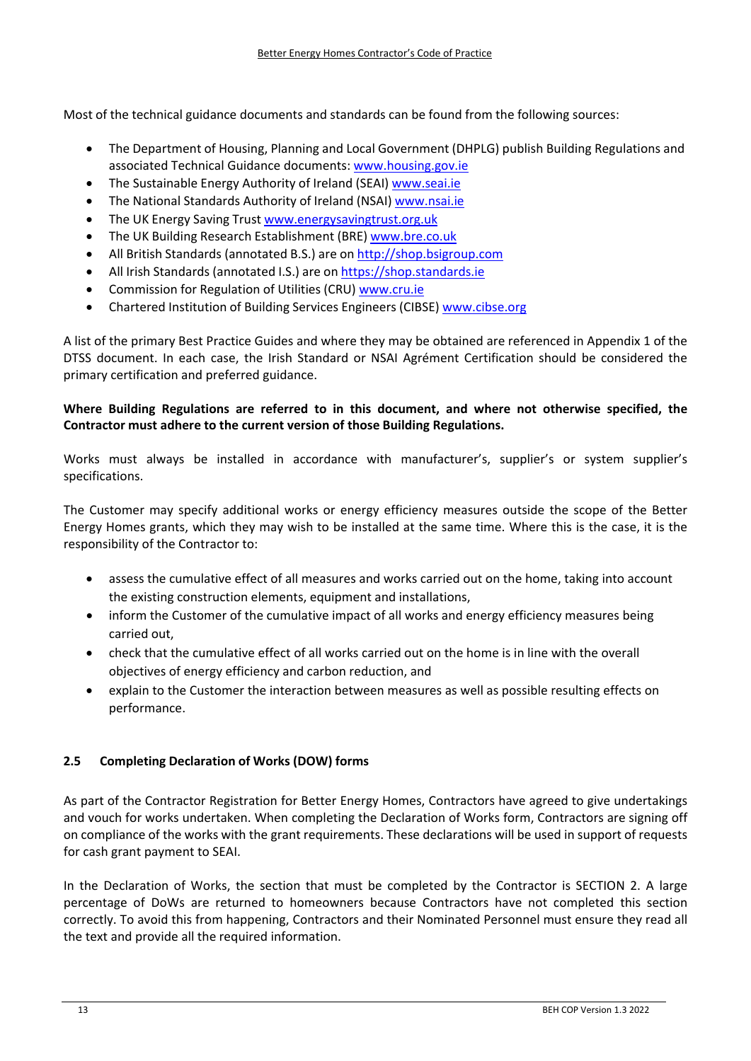Most of the technical guidance documents and standards can be found from the following sources:

- The Department of Housing, Planning and Local Government (DHPLG) publish Building Regulations and associated Technical Guidance documents: www.housing.gov.ie
- The Sustainable Energy Authority of Ireland (SEAI) www.seai.ie
- The National Standards Authority of Ireland (NSAI) www.nsai.ie
- The UK Energy Saving Trust www.energysavingtrust.org.uk
- The UK Building Research Establishment (BRE) www.bre.co.uk
- All British Standards (annotated B.S.) are on http://shop.bsigroup.com
- All Irish Standards (annotated I.S.) are on https://shop.standards.ie
- Commission for Regulation of Utilities (CRU) www.cru.ie
- Chartered Institution of Building Services Engineers (CIBSE) www.cibse.org

A list of the primary Best Practice Guides and where they may be obtained are referenced in Appendix 1 of the DTSS document. In each case, the Irish Standard or NSAI Agrément Certification should be considered the primary certification and preferred guidance.

**Where Building Regulations are referred to in this document, and where not otherwise specified, the Contractor must adhere to the current version of those Building Regulations.**

Works must always be installed in accordance with manufacturer's, supplier's or system supplier's specifications.

The Customer may specify additional works or energy efficiency measures outside the scope of the Better Energy Homes grants, which they may wish to be installed at the same time. Where this is the case, it is the responsibility of the Contractor to:

- assess the cumulative effect of all measures and works carried out on the home, taking into account the existing construction elements, equipment and installations,
- inform the Customer of the cumulative impact of all works and energy efficiency measures being carried out,
- check that the cumulative effect of all works carried out on the home is in line with the overall objectives of energy efficiency and carbon reduction, and
- explain to the Customer the interaction between measures as well as possible resulting effects on performance.

### 2.5 Completing Declaration of Works (DOW) forms

As part of the Contractor Registration for Better Energy Homes, Contractors have agreed to give undertakings and vouch for works undertaken. When completing the Declaration of Works form, Contractors are signing off on compliance of the works with the grant requirements. These declarations will be used in support of requests for cash grant payment to SEAI.

In the Declaration of Works, the section that must be completed by the Contractor is SECTION 2. A large percentage of DoWs are returned to homeowners because Contractors have not completed this section correctly. To avoid this from happening, Contractors and their Nominated Personnel must ensure they read all the text and provide all the required information.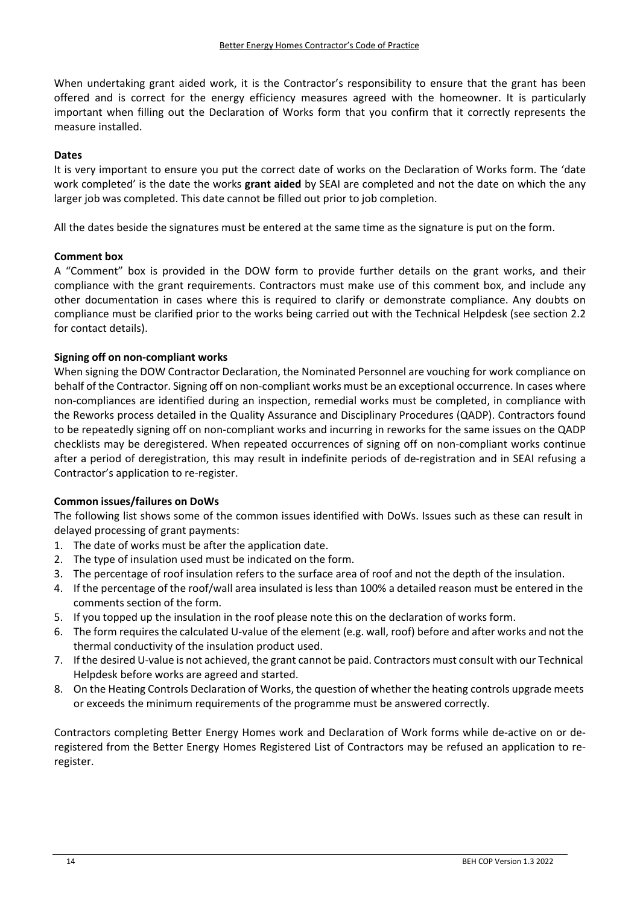When undertaking grant aided work, it is the Contractor's responsibility to ensure that the grant has been offered and is correct for the energy efficiency measures agreed with the homeowner. It is particularly important when filling out the Declaration of Works form that you confirm that it correctly represents the measure installed.

**Dates**

It is very important to ensure you put the correct date of works on the Declaration of Works form. The 'date work completed' is the date the works **grant aided** by SEAI are completed and not the date on which the any larger job was completed. This date cannot be filled out prior to job completion.

All the dates beside the signatures must be entered at the same time as the signature is put on the form.

**Comment box**

A "Comment" box is provided in the DOW form to provide further details on the grant works, and their compliance with the grant requirements. Contractors must make use of this comment box, and include any other documentation in cases where this is required to clarify or demonstrate compliance. Any doubts on compliance must be clarified prior to the works being carried out with the Technical Helpdesk (see section 2.2 for contact details).

**Signing off on non-compliant works**

When signing the DOW Contractor Declaration, the Nominated Personnel are vouching for work compliance on behalf of the Contractor. Signing off on non-compliant works must be an exceptional occurrence. In cases where non-compliances are identified during an inspection, remedial works must be completed, in compliance with the Reworks process detailed in the Quality Assurance and Disciplinary Procedures (QADP). Contractors found to be repeatedly signing off on non-compliant works and incurring in reworks for the same issues on the QADP checklists may be deregistered. When repeated occurrences of signing off on non-compliant works continue after a period of deregistration, this may result in indefinite periods of de-registration and in SEAI refusing a Contractor's application to re-register.

**Common issues/failures on DoWs**

The following list shows some of the common issues identified with DoWs. Issues such as these can result in delayed processing of grant payments:

1. The date of works must be after the application date.
2. The type of insulation used must be indicated on the form.
3. The percentage of roof insulation refers to the surface area of roof and not the depth of the insulation.
4. If the percentage of the roof/wall area insulated is less than 100% a detailed reason must be entered in the comments section of the form.
5. If you topped up the insulation in the roof please note this on the declaration of works form.
6. The form requires the calculated U-value of the element (e.g. wall, roof) before and after works and not the thermal conductivity of the insulation product used.
7. If the desired U-value is not achieved, the grant cannot be paid. Contractors must consult with our Technical Helpdesk before works are agreed and started.
8. On the Heating Controls Declaration of Works, the question of whether the heating controls upgrade meets or exceeds the minimum requirements of the programme must be answered correctly.

Contractors completing Better Energy Homes work and Declaration of Work forms while de-active on or de-registered from the Better Energy Homes Registered List of Contractors may be refused an application to re-register.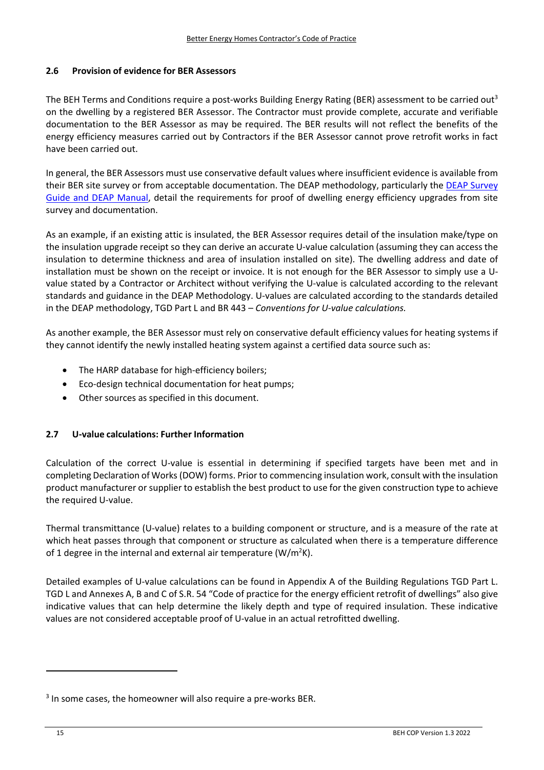### 2.6 Provision of evidence for BER Assessors

The BEH Terms and Conditions require a post-works Building Energy Rating (BER) assessment to be carried out[3] on the dwelling by a registered BER Assessor. The Contractor must provide complete, accurate and verifiable documentation to the BER Assessor as may be required. The BER results will not reflect the benefits of the energy efficiency measures carried out by Contractors if the BER Assessor cannot prove retrofit works in fact have been carried out.

In general, the BER Assessors must use conservative default values where insufficient evidence is available from their BER site survey or from acceptable documentation. The DEAP methodology, particularly the DEAP Survey Guide and DEAP Manual, detail the requirements for proof of dwelling energy efficiency upgrades from site survey and documentation.

As an example, if an existing attic is insulated, the BER Assessor requires detail of the insulation make/type on the insulation upgrade receipt so they can derive an accurate U-value calculation (assuming they can access the insulation to determine thickness and area of insulation installed on site). The dwelling address and date of installation must be shown on the receipt or invoice. It is not enough for the BER Assessor to simply use a U-value stated by a Contractor or Architect without verifying the U-value is calculated according to the relevant standards and guidance in the DEAP Methodology. U-values are calculated according to the standards detailed in the DEAP methodology, TGD Part L and BR 443 – *Conventions for U-value calculations.*

As another example, the BER Assessor must rely on conservative default efficiency values for heating systems if they cannot identify the newly installed heating system against a certified data source such as:

- The HARP database for high-efficiency boilers;
- Eco-design technical documentation for heat pumps;
- Other sources as specified in this document.

### 2.7 U-value calculations: Further Information

Calculation of the correct U-value is essential in determining if specified targets have been met and in completing Declaration of Works (DOW) forms. Prior to commencing insulation work, consult with the insulation product manufacturer or supplier to establish the best product to use for the given construction type to achieve the required U-value.

Thermal transmittance (U-value) relates to a building component or structure, and is a measure of the rate at which heat passes through that component or structure as calculated when there is a temperature difference of 1 degree in the internal and external air temperature ($W/m^2K$).

Detailed examples of U-value calculations can be found in Appendix A of the Building Regulations TGD Part L. TGD L and Annexes A, B and C of S.R. 54 "Code of practice for the energy efficient retrofit of dwellings" also give indicative values that can help determine the likely depth and type of required insulation. These indicative values are not considered acceptable proof of U-value in an actual retrofitted dwelling.

[3] In some cases, the homeowner will also require a pre-works BER.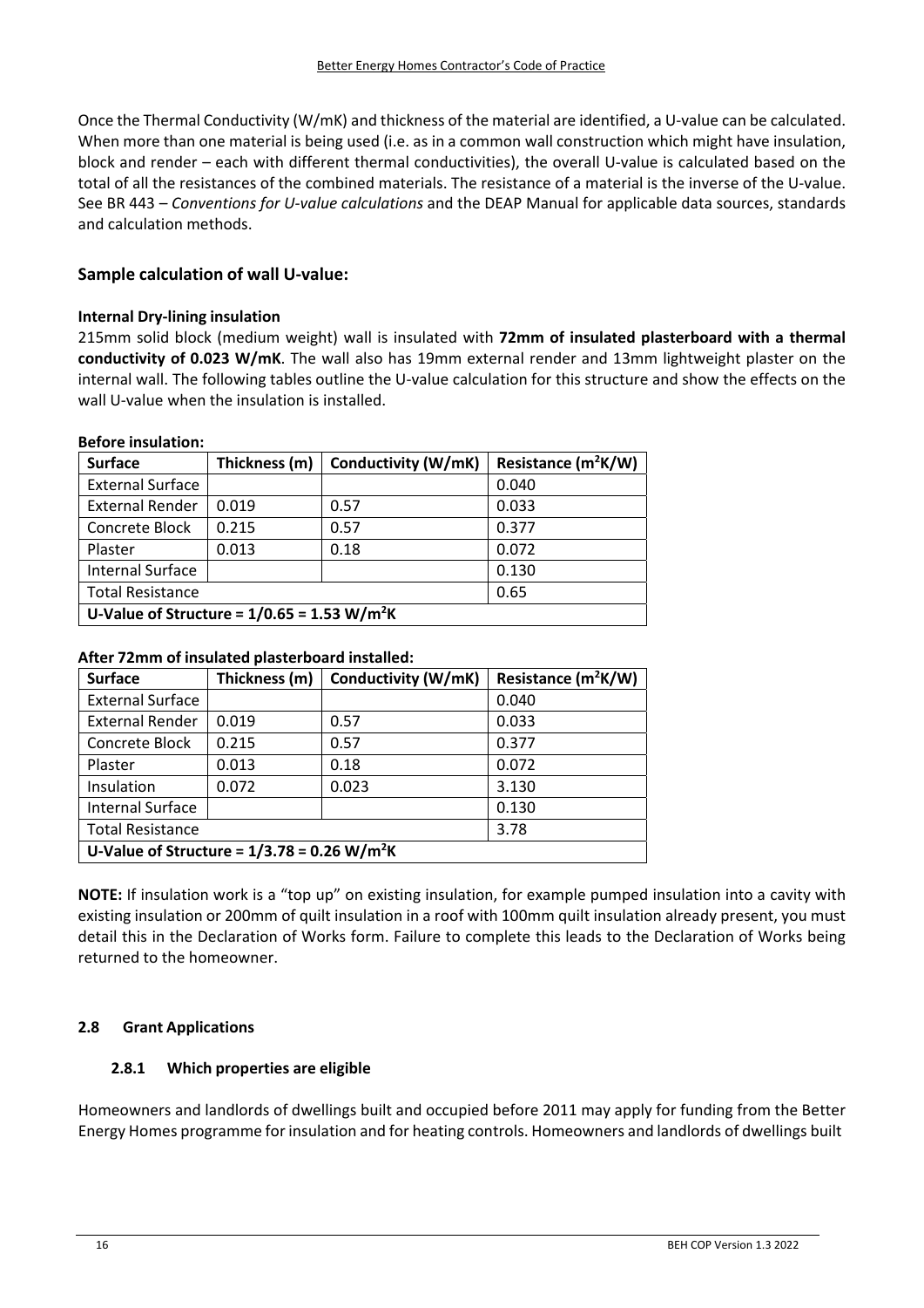Once the Thermal Conductivity (W/mK) and thickness of the material are identified, a U-value can be calculated. When more than one material is being used (i.e. as in a common wall construction which might have insulation, block and render – each with different thermal conductivities), the overall U-value is calculated based on the total of all the resistances of the combined materials. The resistance of a material is the inverse of the U-value. See BR 443 – *Conventions for U-value calculations* and the DEAP Manual for applicable data sources, standards and calculation methods.

### Sample calculation of wall U-value:

**Internal Dry-lining insulation**

215mm solid block (medium weight) wall is insulated with **72mm of insulated plasterboard with a thermal conductivity of 0.023 W/mK**. The wall also has 19mm external render and 13mm lightweight plaster on the internal wall. The following tables outline the U-value calculation for this structure and show the effects on the wall U-value when the insulation is installed.

**Before insulation:**

| Surface | Thickness (m) | Conductivity (W/mK) | Resistance ($m^2K/W$) |
|---|---|---|---|
| External Surface | | | 0.040 |
| External Render | 0.019 | 0.57 | 0.033 |
| Concrete Block | 0.215 | 0.57 | 0.377 |
| Plaster | 0.013 | 0.18 | 0.072 |
| Internal Surface | | | 0.130 |
| Total Resistance | | | 0.65 |
| **U-Value of Structure = 1/0.65 = 1.53 $W/m^2K$** | | | |

**After 72mm of insulated plasterboard installed:**

| Surface | Thickness (m) | Conductivity (W/mK) | Resistance ($m^2K/W$) |
|---|---|---|---|
| External Surface | | | 0.040 |
| External Render | 0.019 | 0.57 | 0.033 |
| Concrete Block | 0.215 | 0.57 | 0.377 |
| Plaster | 0.013 | 0.18 | 0.072 |
| Insulation | 0.072 | 0.023 | 3.130 |
| Internal Surface | | | 0.130 |
| Total Resistance | | | 3.78 |
| **U-Value of Structure = 1/3.78 = 0.26 $W/m^2K$** | | | |

**NOTE:** If insulation work is a "top up" on existing insulation, for example pumped insulation into a cavity with existing insulation or 200mm of quilt insulation in a roof with 100mm quilt insulation already present, you must detail this in the Declaration of Works form. Failure to complete this leads to the Declaration of Works being returned to the homeowner.

## 2.8 Grant Applications

### 2.8.1 Which properties are eligible

Homeowners and landlords of dwellings built and occupied before 2011 may apply for funding from the Better Energy Homes programme for insulation and for heating controls. Homeowners and landlords of dwellings built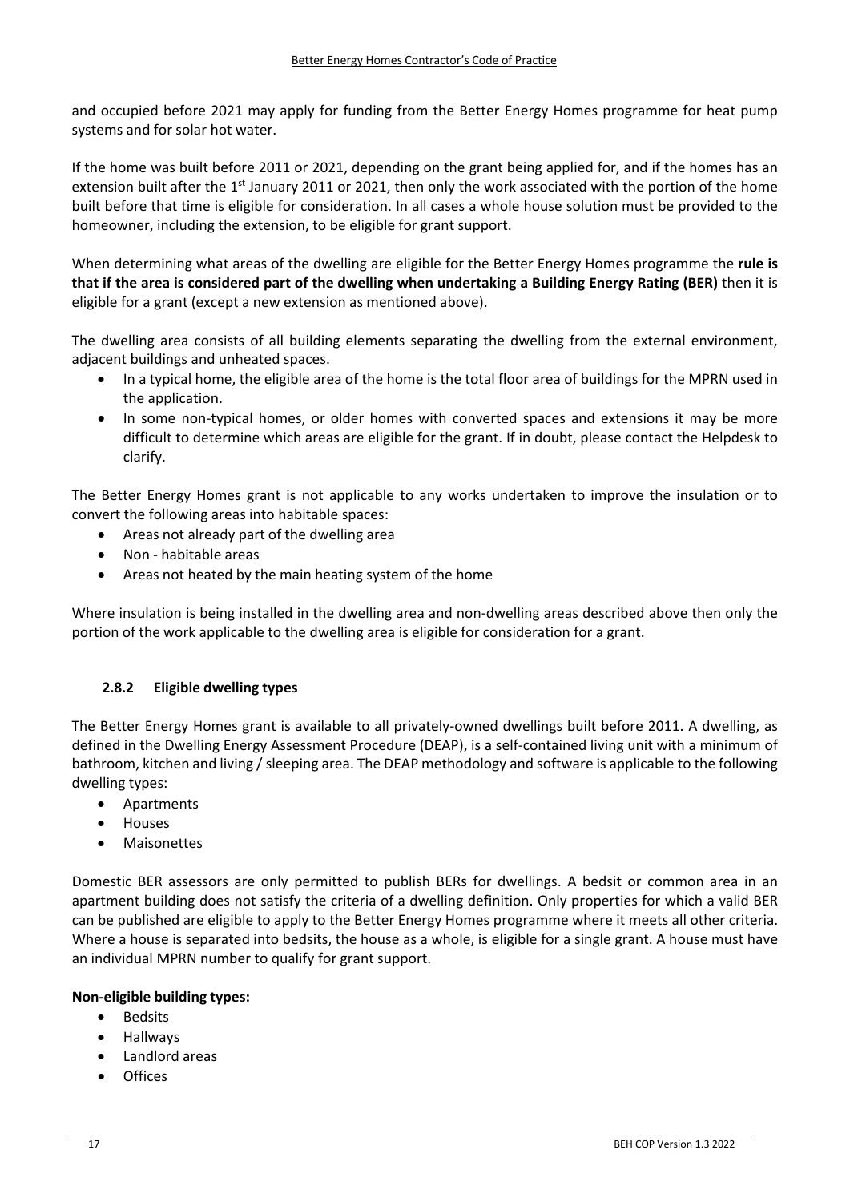and occupied before 2021 may apply for funding from the Better Energy Homes programme for heat pump systems and for solar hot water.

If the home was built before 2011 or 2021, depending on the grant being applied for, and if the homes has an extension built after the 1st January 2011 or 2021, then only the work associated with the portion of the home built before that time is eligible for consideration. In all cases a whole house solution must be provided to the homeowner, including the extension, to be eligible for grant support.

When determining what areas of the dwelling are eligible for the Better Energy Homes programme the **rule is that if the area is considered part of the dwelling when undertaking a Building Energy Rating (BER)** then it is eligible for a grant (except a new extension as mentioned above).

The dwelling area consists of all building elements separating the dwelling from the external environment, adjacent buildings and unheated spaces.

- In a typical home, the eligible area of the home is the total floor area of buildings for the MPRN used in the application.
- In some non-typical homes, or older homes with converted spaces and extensions it may be more difficult to determine which areas are eligible for the grant. If in doubt, please contact the Helpdesk to clarify.

The Better Energy Homes grant is not applicable to any works undertaken to improve the insulation or to convert the following areas into habitable spaces:

- Areas not already part of the dwelling area
- Non - habitable areas
- Areas not heated by the main heating system of the home

Where insulation is being installed in the dwelling area and non-dwelling areas described above then only the portion of the work applicable to the dwelling area is eligible for consideration for a grant.

### 2.8.2 Eligible dwelling types

The Better Energy Homes grant is available to all privately-owned dwellings built before 2011. A dwelling, as defined in the Dwelling Energy Assessment Procedure (DEAP), is a self-contained living unit with a minimum of bathroom, kitchen and living / sleeping area. The DEAP methodology and software is applicable to the following dwelling types:

- Apartments
- Houses
- Maisonettes

Domestic BER assessors are only permitted to publish BERs for dwellings. A bedsit or common area in an apartment building does not satisfy the criteria of a dwelling definition. Only properties for which a valid BER can be published are eligible to apply to the Better Energy Homes programme where it meets all other criteria. Where a house is separated into bedsits, the house as a whole, is eligible for a single grant. A house must have an individual MPRN number to qualify for grant support.

**Non-eligible building types:**

- Bedsits
- Hallways
- Landlord areas
- Offices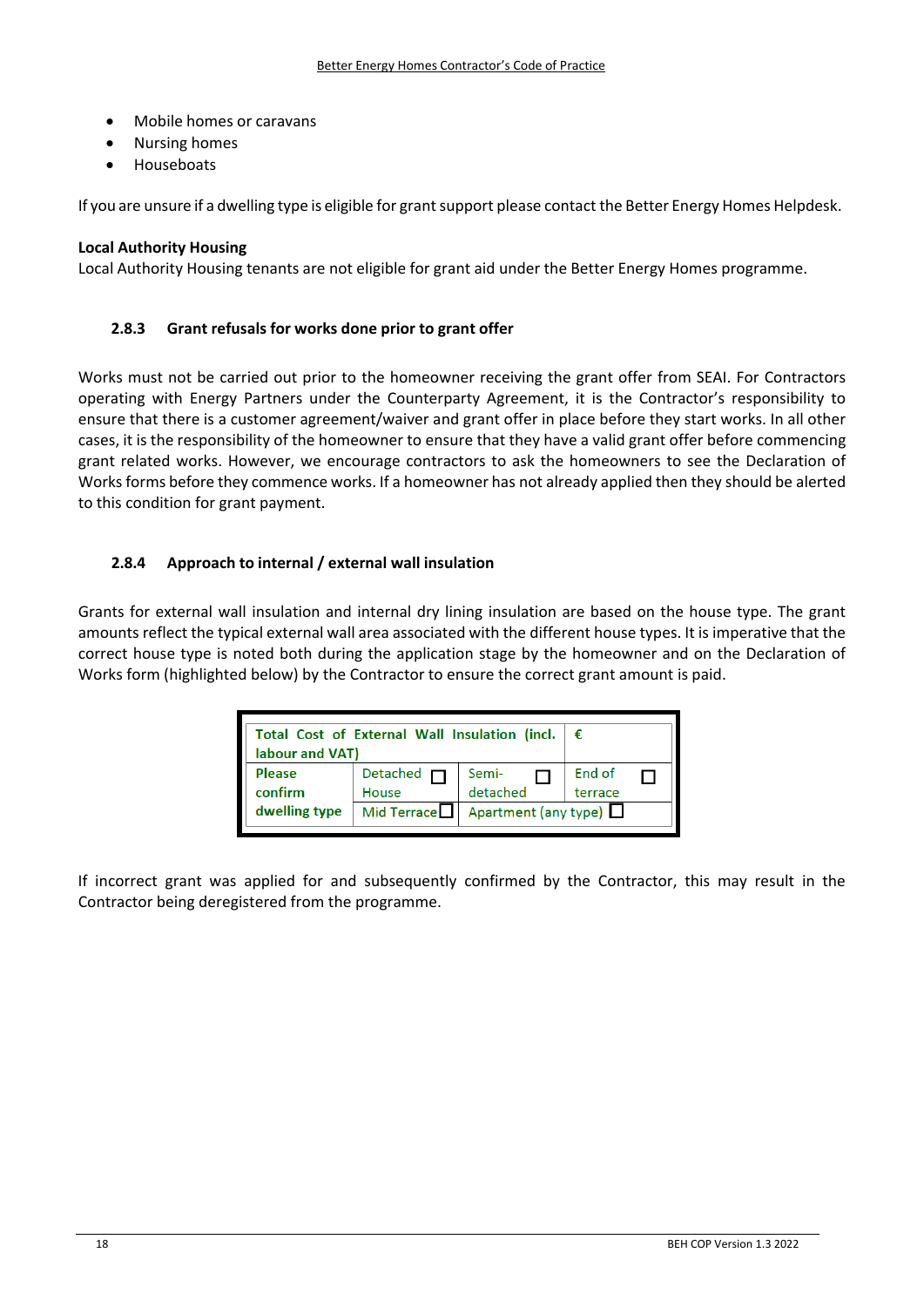- Mobile homes or caravans
- Nursing homes
- Houseboats

If you are unsure if a dwelling type is eligible for grant support please contact the Better Energy Homes Helpdesk.

**Local Authority Housing**

Local Authority Housing tenants are not eligible for grant aid under the Better Energy Homes programme.

### 2.8.3 Grant refusals for works done prior to grant offer

Works must not be carried out prior to the homeowner receiving the grant offer from SEAI. For Contractors operating with Energy Partners under the Counterparty Agreement, it is the Contractor's responsibility to ensure that there is a customer agreement/waiver and grant offer in place before they start works. In all other cases, it is the responsibility of the homeowner to ensure that they have a valid grant offer before commencing grant related works. However, we encourage contractors to ask the homeowners to see the Declaration of Works forms before they commence works. If a homeowner has not already applied then they should be alerted to this condition for grant payment.

### 2.8.4 Approach to internal / external wall insulation

Grants for external wall insulation and internal dry lining insulation are based on the house type. The grant amounts reflect the typical external wall area associated with the different house types. It is imperative that the correct house type is noted both during the application stage by the homeowner and on the Declaration of Works form (highlighted below) by the Contractor to ensure the correct grant amount is paid.

| Total Cost of External Wall Insulation (incl. labour and VAT) | | | € |
|---|---|---|---|
| Please confirm dwelling type | Detached House ☐ | Semi-detached ☐ | End of terrace ☐ |
| | Mid Terrace ☐ | Apartment (any type) ☐ | |

If incorrect grant was applied for and subsequently confirmed by the Contractor, this may result in the Contractor being deregistered from the programme.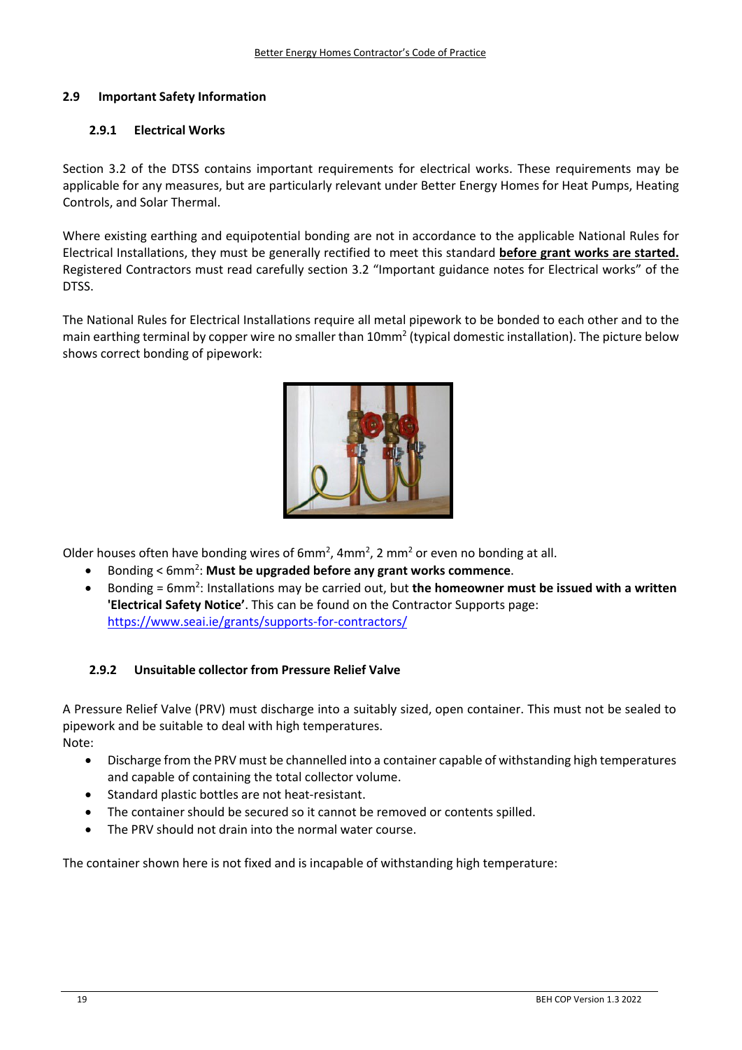### 2.9 Important Safety Information

#### 2.9.1 Electrical Works

Section 3.2 of the DTSS contains important requirements for electrical works. These requirements may be applicable for any measures, but are particularly relevant under Better Energy Homes for Heat Pumps, Heating Controls, and Solar Thermal.

Where existing earthing and equipotential bonding are not in accordance to the applicable National Rules for Electrical Installations, they must be generally rectified to meet this standard **before grant works are started.** Registered Contractors must read carefully section 3.2 "Important guidance notes for Electrical works" of the DTSS.

The National Rules for Electrical Installations require all metal pipework to be bonded to each other and to the main earthing terminal by copper wire no smaller than 10mm$^2$ (typical domestic installation). The picture below shows correct bonding of pipework:

Older houses often have bonding wires of 6mm$^2$, 4mm$^2$, 2 mm$^2$ or even no bonding at all.

- Bonding < 6mm$^2$: **Must be upgraded before any grant works commence**.
- Bonding = 6mm$^2$: Installations may be carried out, but **the homeowner must be issued with a written 'Electrical Safety Notice'**. This can be found on the Contractor Supports page: https://www.seai.ie/grants/supports-for-contractors/

#### 2.9.2 Unsuitable collector from Pressure Relief Valve

A Pressure Relief Valve (PRV) must discharge into a suitably sized, open container. This must not be sealed to pipework and be suitable to deal with high temperatures.

Note:

- Discharge from the PRV must be channelled into a container capable of withstanding high temperatures and capable of containing the total collector volume.
- Standard plastic bottles are not heat-resistant.
- The container should be secured so it cannot be removed or contents spilled.
- The PRV should not drain into the normal water course.

The container shown here is not fixed and is incapable of withstanding high temperature: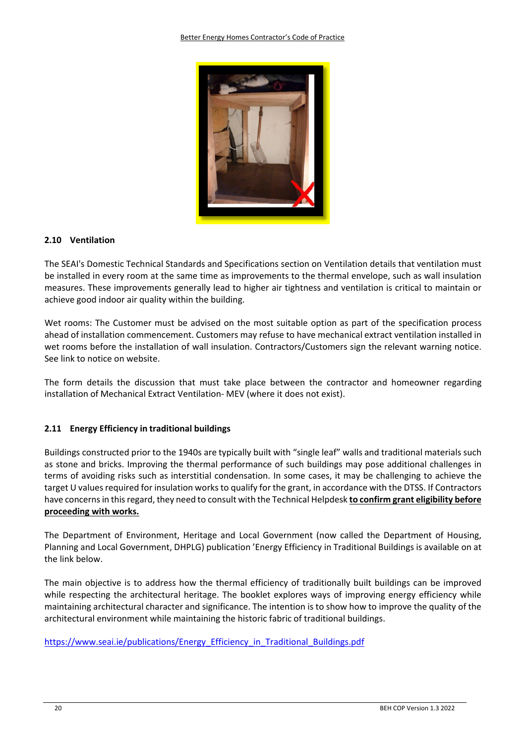## 2.10 Ventilation

The SEAI's Domestic Technical Standards and Specifications section on Ventilation details that ventilation must be installed in every room at the same time as improvements to the thermal envelope, such as wall insulation measures. These improvements generally lead to higher air tightness and ventilation is critical to maintain or achieve good indoor air quality within the building.

Wet rooms: The Customer must be advised on the most suitable option as part of the specification process ahead of installation commencement. Customers may refuse to have mechanical extract ventilation installed in wet rooms before the installation of wall insulation. Contractors/Customers sign the relevant warning notice. See link to notice on website.

The form details the discussion that must take place between the contractor and homeowner regarding installation of Mechanical Extract Ventilation- MEV (where it does not exist).

## 2.11 Energy Efficiency in traditional buildings

Buildings constructed prior to the 1940s are typically built with "single leaf" walls and traditional materials such as stone and bricks. Improving the thermal performance of such buildings may pose additional challenges in terms of avoiding risks such as interstitial condensation. In some cases, it may be challenging to achieve the target U values required for insulation works to qualify for the grant, in accordance with the DTSS. If Contractors have concerns in this regard, they need to consult with the Technical Helpdesk **to confirm grant eligibility before proceeding with works.**

The Department of Environment, Heritage and Local Government (now called the Department of Housing, Planning and Local Government, DHPLG) publication 'Energy Efficiency in Traditional Buildings is available on at the link below.

The main objective is to address how the thermal efficiency of traditionally built buildings can be improved while respecting the architectural heritage. The booklet explores ways of improving energy efficiency while maintaining architectural character and significance. The intention is to show how to improve the quality of the architectural environment while maintaining the historic fabric of traditional buildings.

https://www.seai.ie/publications/Energy_Efficiency_in_Traditional_Buildings.pdf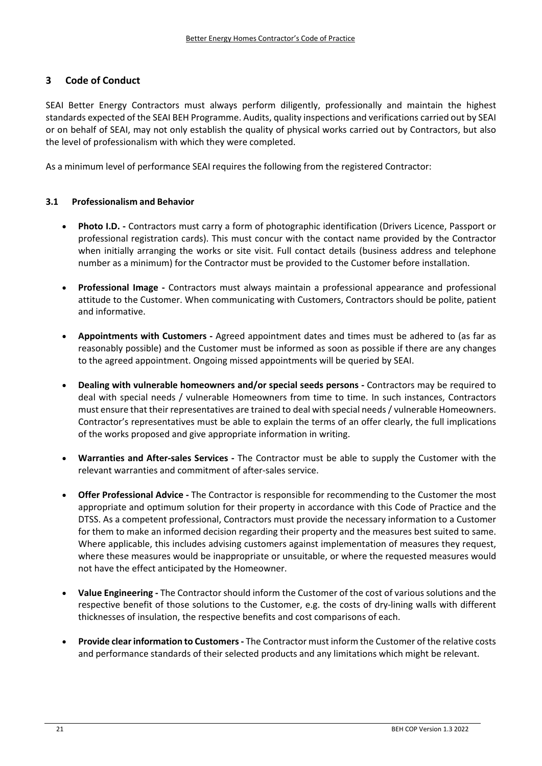## 3 Code of Conduct

SEAI Better Energy Contractors must always perform diligently, professionally and maintain the highest standards expected of the SEAI BEH Programme. Audits, quality inspections and verifications carried out by SEAI or on behalf of SEAI, may not only establish the quality of physical works carried out by Contractors, but also the level of professionalism with which they were completed.

As a minimum level of performance SEAI requires the following from the registered Contractor:

### 3.1 Professionalism and Behavior

- **Photo I.D. -** Contractors must carry a form of photographic identification (Drivers Licence, Passport or professional registration cards). This must concur with the contact name provided by the Contractor when initially arranging the works or site visit. Full contact details (business address and telephone number as a minimum) for the Contractor must be provided to the Customer before installation.

- **Professional Image -** Contractors must always maintain a professional appearance and professional attitude to the Customer. When communicating with Customers, Contractors should be polite, patient and informative.

- **Appointments with Customers -** Agreed appointment dates and times must be adhered to (as far as reasonably possible) and the Customer must be informed as soon as possible if there are any changes to the agreed appointment. Ongoing missed appointments will be queried by SEAI.

- **Dealing with vulnerable homeowners and/or special seeds persons -** Contractors may be required to deal with special needs / vulnerable Homeowners from time to time. In such instances, Contractors must ensure that their representatives are trained to deal with special needs / vulnerable Homeowners. Contractor's representatives must be able to explain the terms of an offer clearly, the full implications of the works proposed and give appropriate information in writing.

- **Warranties and After-sales Services -** The Contractor must be able to supply the Customer with the relevant warranties and commitment of after-sales service.

- **Offer Professional Advice -** The Contractor is responsible for recommending to the Customer the most appropriate and optimum solution for their property in accordance with this Code of Practice and the DTSS. As a competent professional, Contractors must provide the necessary information to a Customer for them to make an informed decision regarding their property and the measures best suited to same. Where applicable, this includes advising customers against implementation of measures they request, where these measures would be inappropriate or unsuitable, or where the requested measures would not have the effect anticipated by the Homeowner.

- **Value Engineering -** The Contractor should inform the Customer of the cost of various solutions and the respective benefit of those solutions to the Customer, e.g. the costs of dry-lining walls with different thicknesses of insulation, the respective benefits and cost comparisons of each.

- **Provide clear information to Customers -** The Contractor must inform the Customer of the relative costs and performance standards of their selected products and any limitations which might be relevant.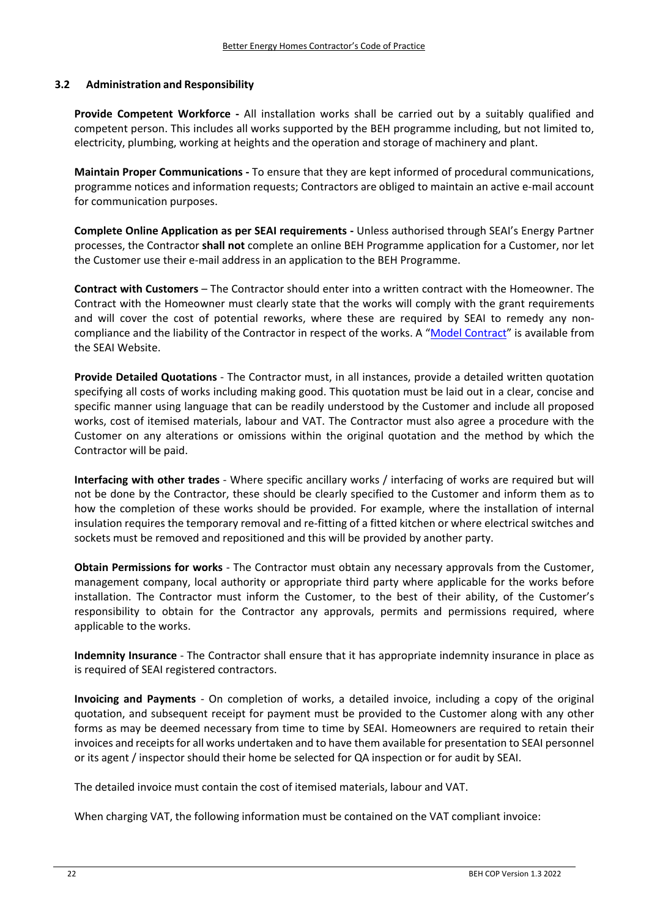### 3.2 Administration and Responsibility

**Provide Competent Workforce -** All installation works shall be carried out by a suitably qualified and competent person. This includes all works supported by the BEH programme including, but not limited to, electricity, plumbing, working at heights and the operation and storage of machinery and plant.

**Maintain Proper Communications -** To ensure that they are kept informed of procedural communications, programme notices and information requests; Contractors are obliged to maintain an active e-mail account for communication purposes.

**Complete Online Application as per SEAI requirements -** Unless authorised through SEAI's Energy Partner processes, the Contractor **shall not** complete an online BEH Programme application for a Customer, nor let the Customer use their e-mail address in an application to the BEH Programme.

**Contract with Customers** – The Contractor should enter into a written contract with the Homeowner. The Contract with the Homeowner must clearly state that the works will comply with the grant requirements and will cover the cost of potential reworks, where these are required by SEAI to remedy any non-compliance and the liability of the Contractor in respect of the works. A "Model Contract" is available from the SEAI Website.

**Provide Detailed Quotations** - The Contractor must, in all instances, provide a detailed written quotation specifying all costs of works including making good. This quotation must be laid out in a clear, concise and specific manner using language that can be readily understood by the Customer and include all proposed works, cost of itemised materials, labour and VAT. The Contractor must also agree a procedure with the Customer on any alterations or omissions within the original quotation and the method by which the Contractor will be paid.

**Interfacing with other trades** - Where specific ancillary works / interfacing of works are required but will not be done by the Contractor, these should be clearly specified to the Customer and inform them as to how the completion of these works should be provided. For example, where the installation of internal insulation requires the temporary removal and re-fitting of a fitted kitchen or where electrical switches and sockets must be removed and repositioned and this will be provided by another party.

**Obtain Permissions for works** - The Contractor must obtain any necessary approvals from the Customer, management company, local authority or appropriate third party where applicable for the works before installation. The Contractor must inform the Customer, to the best of their ability, of the Customer's responsibility to obtain for the Contractor any approvals, permits and permissions required, where applicable to the works.

**Indemnity Insurance** - The Contractor shall ensure that it has appropriate indemnity insurance in place as is required of SEAI registered contractors.

**Invoicing and Payments** - On completion of works, a detailed invoice, including a copy of the original quotation, and subsequent receipt for payment must be provided to the Customer along with any other forms as may be deemed necessary from time to time by SEAI. Homeowners are required to retain their invoices and receipts for all works undertaken and to have them available for presentation to SEAI personnel or its agent / inspector should their home be selected for QA inspection or for audit by SEAI.

The detailed invoice must contain the cost of itemised materials, labour and VAT.

When charging VAT, the following information must be contained on the VAT compliant invoice: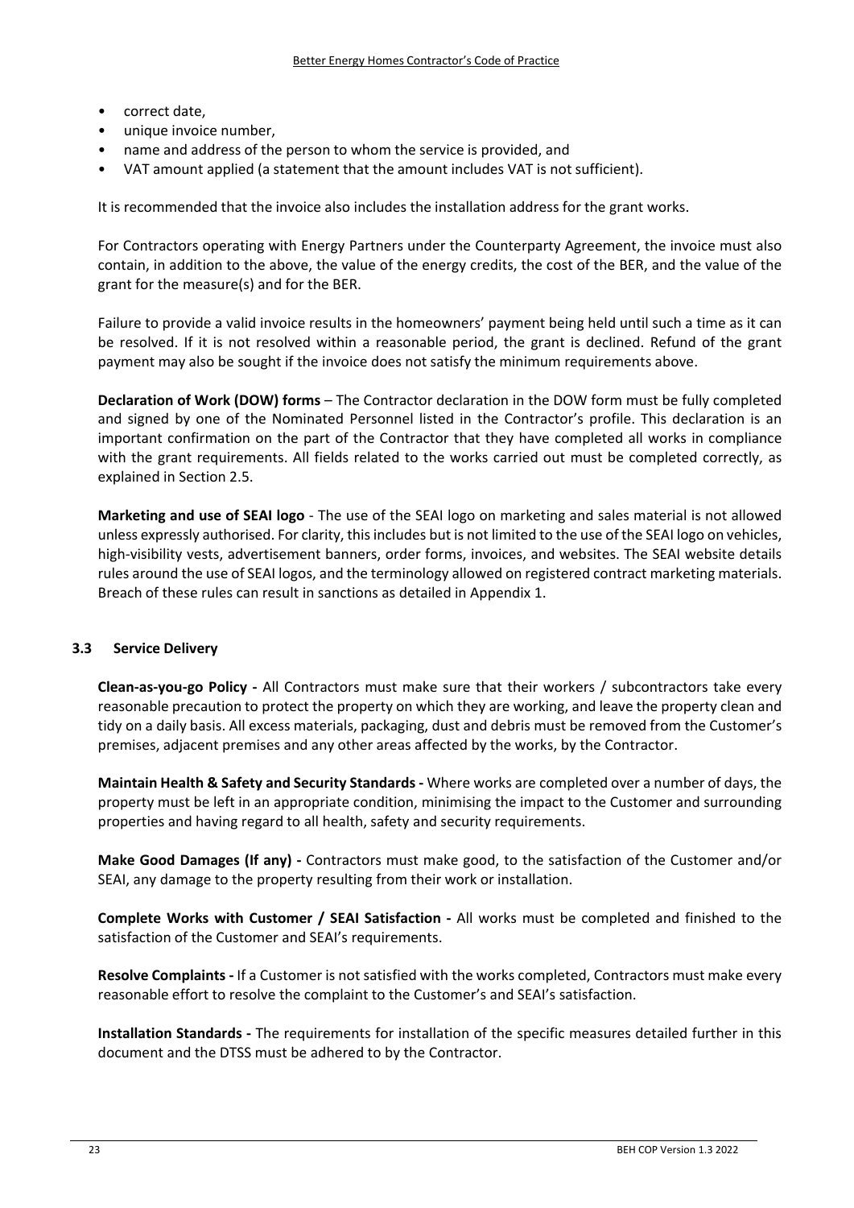- correct date,
- unique invoice number,
- name and address of the person to whom the service is provided, and
- VAT amount applied (a statement that the amount includes VAT is not sufficient).

It is recommended that the invoice also includes the installation address for the grant works.

For Contractors operating with Energy Partners under the Counterparty Agreement, the invoice must also contain, in addition to the above, the value of the energy credits, the cost of the BER, and the value of the grant for the measure(s) and for the BER.

Failure to provide a valid invoice results in the homeowners' payment being held until such a time as it can be resolved. If it is not resolved within a reasonable period, the grant is declined. Refund of the grant payment may also be sought if the invoice does not satisfy the minimum requirements above.

**Declaration of Work (DOW) forms** – The Contractor declaration in the DOW form must be fully completed and signed by one of the Nominated Personnel listed in the Contractor's profile. This declaration is an important confirmation on the part of the Contractor that they have completed all works in compliance with the grant requirements. All fields related to the works carried out must be completed correctly, as explained in Section 2.5.

**Marketing and use of SEAI logo** - The use of the SEAI logo on marketing and sales material is not allowed unless expressly authorised. For clarity, this includes but is not limited to the use of the SEAI logo on vehicles, high-visibility vests, advertisement banners, order forms, invoices, and websites. The SEAI website details rules around the use of SEAI logos, and the terminology allowed on registered contract marketing materials. Breach of these rules can result in sanctions as detailed in Appendix 1.

### 3.3 Service Delivery

**Clean-as-you-go Policy -** All Contractors must make sure that their workers / subcontractors take every reasonable precaution to protect the property on which they are working, and leave the property clean and tidy on a daily basis. All excess materials, packaging, dust and debris must be removed from the Customer's premises, adjacent premises and any other areas affected by the works, by the Contractor.

**Maintain Health & Safety and Security Standards -** Where works are completed over a number of days, the property must be left in an appropriate condition, minimising the impact to the Customer and surrounding properties and having regard to all health, safety and security requirements.

**Make Good Damages (If any) -** Contractors must make good, to the satisfaction of the Customer and/or SEAI, any damage to the property resulting from their work or installation.

**Complete Works with Customer / SEAI Satisfaction -** All works must be completed and finished to the satisfaction of the Customer and SEAI's requirements.

**Resolve Complaints -** If a Customer is not satisfied with the works completed, Contractors must make every reasonable effort to resolve the complaint to the Customer's and SEAI's satisfaction.

**Installation Standards -** The requirements for installation of the specific measures detailed further in this document and the DTSS must be adhered to by the Contractor.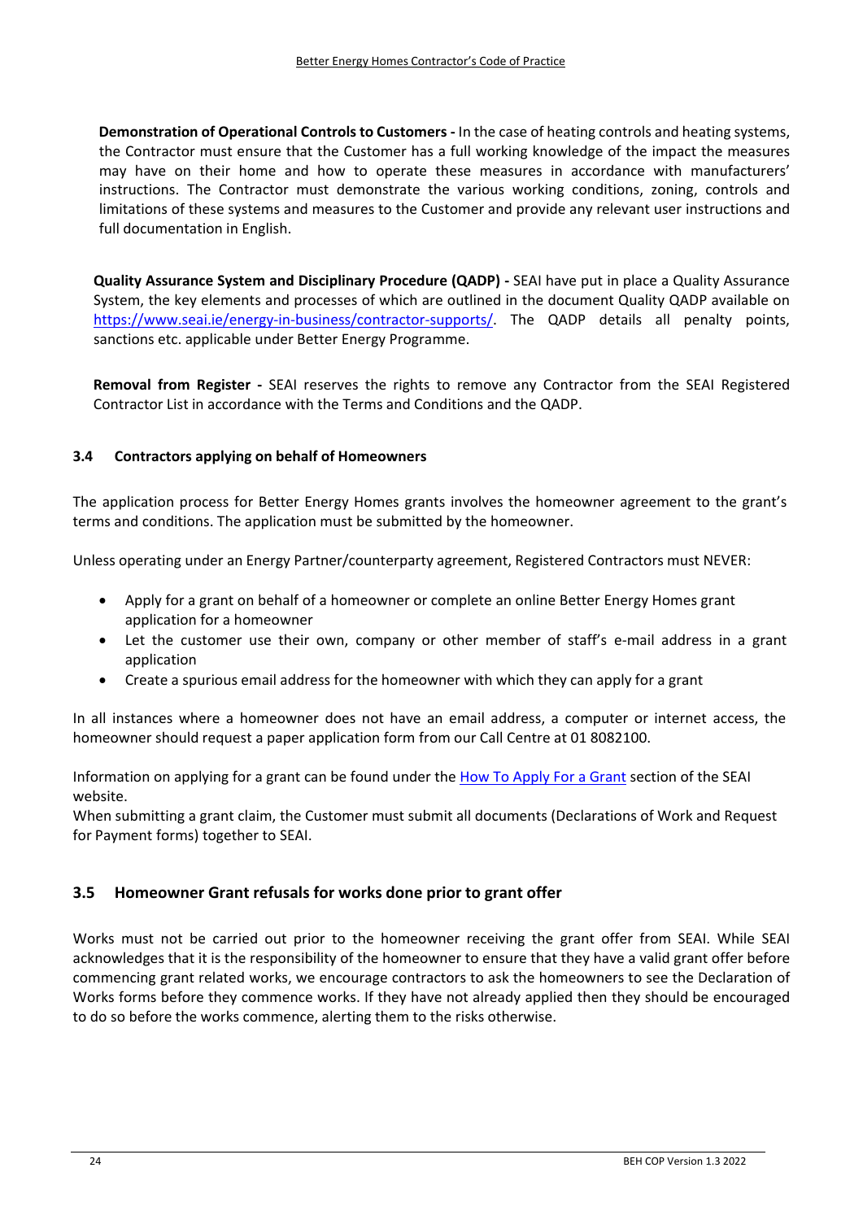**Demonstration of Operational Controls to Customers -** In the case of heating controls and heating systems, the Contractor must ensure that the Customer has a full working knowledge of the impact the measures may have on their home and how to operate these measures in accordance with manufacturers' instructions. The Contractor must demonstrate the various working conditions, zoning, controls and limitations of these systems and measures to the Customer and provide any relevant user instructions and full documentation in English.

**Quality Assurance System and Disciplinary Procedure (QADP) -** SEAI have put in place a Quality Assurance System, the key elements and processes of which are outlined in the document Quality QADP available on [https://www.seai.ie/energy-in-business/contractor-supports/](https://www.seai.ie/energy-in-business/contractor-supports/). The QADP details all penalty points, sanctions etc. applicable under Better Energy Programme.

**Removal from Register -** SEAI reserves the rights to remove any Contractor from the SEAI Registered Contractor List in accordance with the Terms and Conditions and the QADP.

### 3.4 Contractors applying on behalf of Homeowners

The application process for Better Energy Homes grants involves the homeowner agreement to the grant's terms and conditions. The application must be submitted by the homeowner.

Unless operating under an Energy Partner/counterparty agreement, Registered Contractors must NEVER:

- Apply for a grant on behalf of a homeowner or complete an online Better Energy Homes grant application for a homeowner
- Let the customer use their own, company or other member of staff's e-mail address in a grant application
- Create a spurious email address for the homeowner with which they can apply for a grant

In all instances where a homeowner does not have an email address, a computer or internet access, the homeowner should request a paper application form from our Call Centre at 01 8082100.

Information on applying for a grant can be found under the How To Apply For a Grant section of the SEAI website.
When submitting a grant claim, the Customer must submit all documents (Declarations of Work and Request for Payment forms) together to SEAI.

### 3.5 Homeowner Grant refusals for works done prior to grant offer

Works must not be carried out prior to the homeowner receiving the grant offer from SEAI. While SEAI acknowledges that it is the responsibility of the homeowner to ensure that they have a valid grant offer before commencing grant related works, we encourage contractors to ask the homeowners to see the Declaration of Works forms before they commence works. If they have not already applied then they should be encouraged to do so before the works commence, alerting them to the risks otherwise.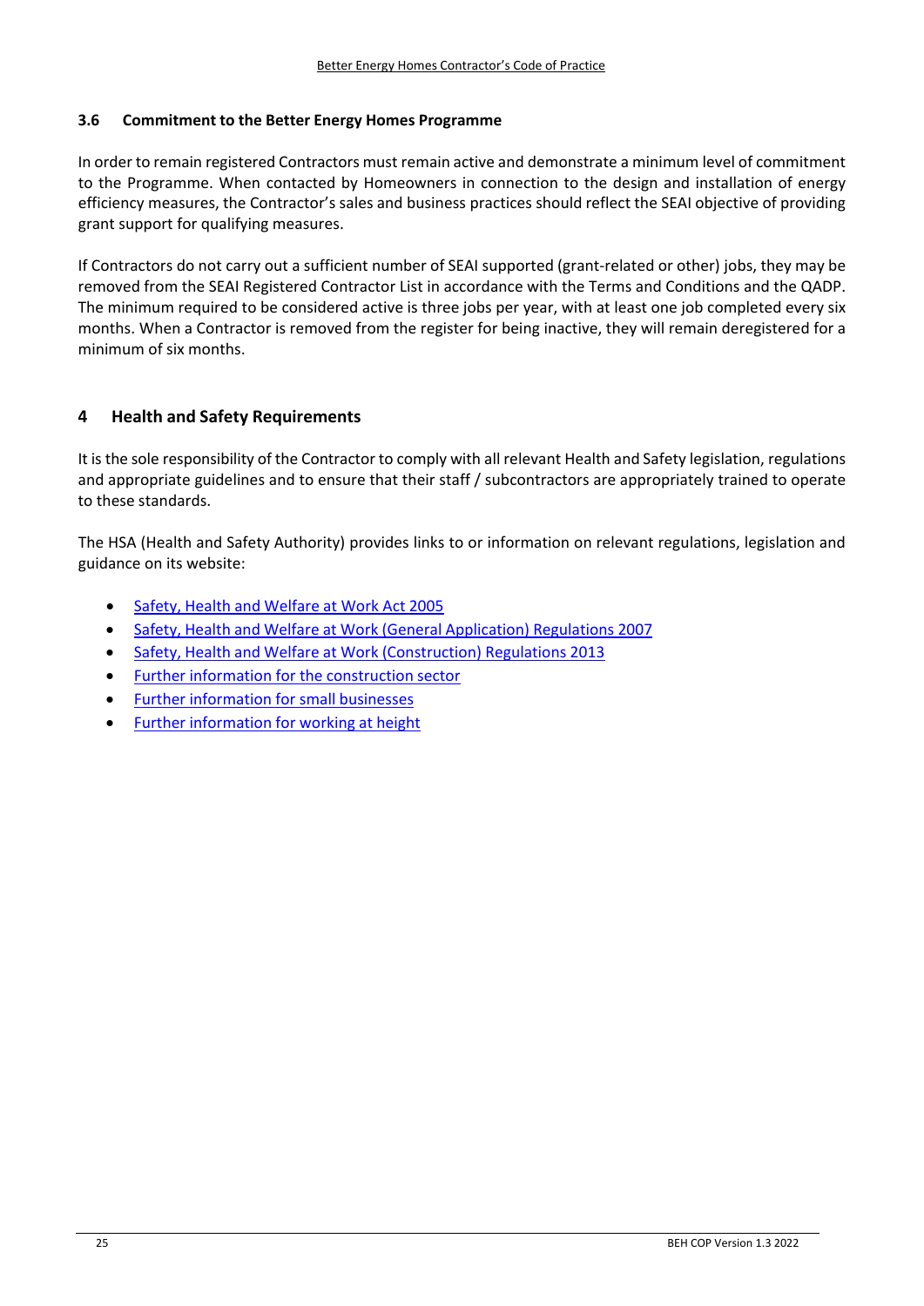### 3.6 Commitment to the Better Energy Homes Programme

In order to remain registered Contractors must remain active and demonstrate a minimum level of commitment to the Programme. When contacted by Homeowners in connection to the design and installation of energy efficiency measures, the Contractor's sales and business practices should reflect the SEAI objective of providing grant support for qualifying measures.

If Contractors do not carry out a sufficient number of SEAI supported (grant-related or other) jobs, they may be removed from the SEAI Registered Contractor List in accordance with the Terms and Conditions and the QADP. The minimum required to be considered active is three jobs per year, with at least one job completed every six months. When a Contractor is removed from the register for being inactive, they will remain deregistered for a minimum of six months.

## 4 Health and Safety Requirements

It is the sole responsibility of the Contractor to comply with all relevant Health and Safety legislation, regulations and appropriate guidelines and to ensure that their staff / subcontractors are appropriately trained to operate to these standards.

The HSA (Health and Safety Authority) provides links to or information on relevant regulations, legislation and guidance on its website:

- Safety, Health and Welfare at Work Act 2005
- Safety, Health and Welfare at Work (General Application) Regulations 2007
- Safety, Health and Welfare at Work (Construction) Regulations 2013
- Further information for the construction sector
- Further information for small businesses
- Further information for working at height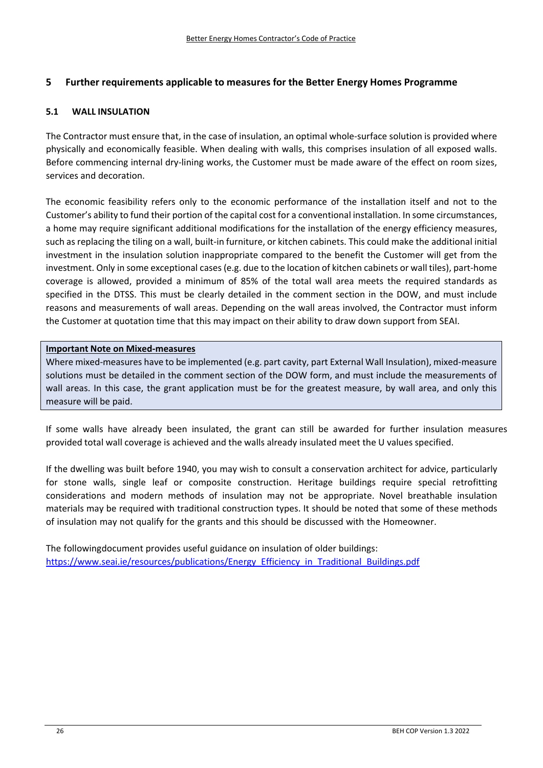## 5 Further requirements applicable to measures for the Better Energy Homes Programme

### 5.1 WALL INSULATION

The Contractor must ensure that, in the case of insulation, an optimal whole-surface solution is provided where physically and economically feasible. When dealing with walls, this comprises insulation of all exposed walls. Before commencing internal dry-lining works, the Customer must be made aware of the effect on room sizes, services and decoration.

The economic feasibility refers only to the economic performance of the installation itself and not to the Customer's ability to fund their portion of the capital cost for a conventional installation. In some circumstances, a home may require significant additional modifications for the installation of the energy efficiency measures, such as replacing the tiling on a wall, built-in furniture, or kitchen cabinets. This could make the additional initial investment in the insulation solution inappropriate compared to the benefit the Customer will get from the investment. Only in some exceptional cases (e.g. due to the location of kitchen cabinets or wall tiles), part-home coverage is allowed, provided a minimum of 85% of the total wall area meets the required standards as specified in the DTSS. This must be clearly detailed in the comment section in the DOW, and must include reasons and measurements of wall areas. Depending on the wall areas involved, the Contractor must inform the Customer at quotation time that this may impact on their ability to draw down support from SEAI.

> **Important Note on Mixed-measures**
>
> Where mixed-measures have to be implemented (e.g. part cavity, part External Wall Insulation), mixed-measure solutions must be detailed in the comment section of the DOW form, and must include the measurements of wall areas. In this case, the grant application must be for the greatest measure, by wall area, and only this measure will be paid.

If some walls have already been insulated, the grant can still be awarded for further insulation measures provided total wall coverage is achieved and the walls already insulated meet the U values specified.

If the dwelling was built before 1940, you may wish to consult a conservation architect for advice, particularly for stone walls, single leaf or composite construction. Heritage buildings require special retrofitting considerations and modern methods of insulation may not be appropriate. Novel breathable insulation materials may be required with traditional construction types. It should be noted that some of these methods of insulation may not qualify for the grants and this should be discussed with the Homeowner.

The followingdocument provides useful guidance on insulation of older buildings:
https://www.seai.ie/resources/publications/Energy_Efficiency_in_Traditional_Buildings.pdf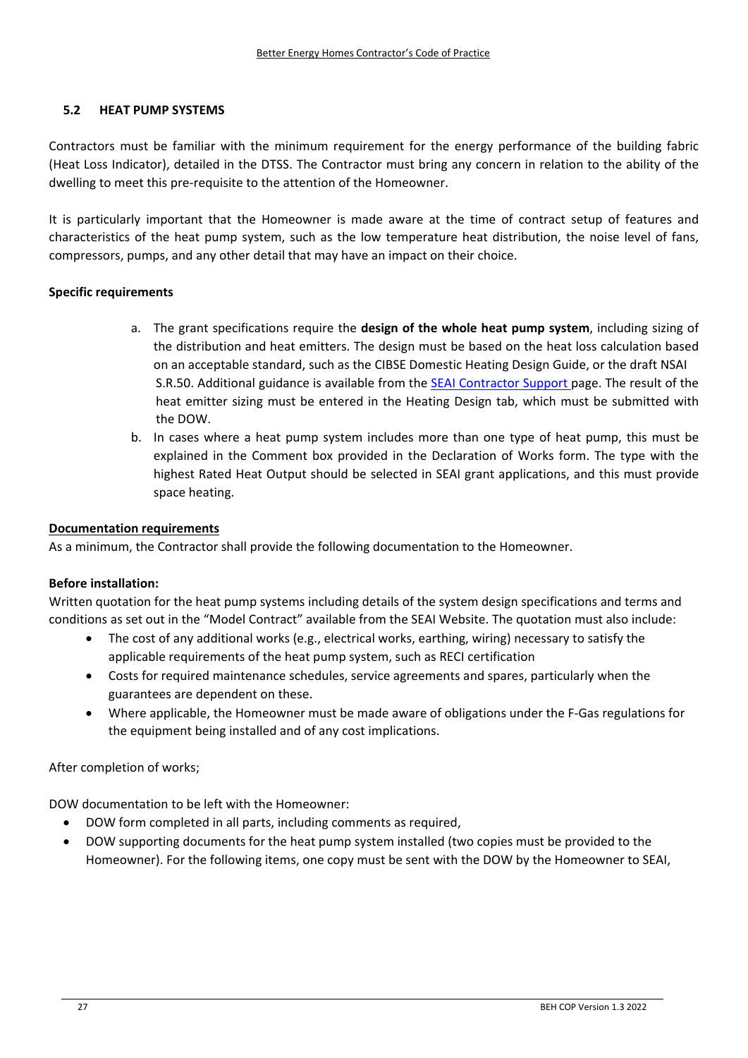### 5.2 HEAT PUMP SYSTEMS

Contractors must be familiar with the minimum requirement for the energy performance of the building fabric (Heat Loss Indicator), detailed in the DTSS. The Contractor must bring any concern in relation to the ability of the dwelling to meet this pre-requisite to the attention of the Homeowner.

It is particularly important that the Homeowner is made aware at the time of contract setup of features and characteristics of the heat pump system, such as the low temperature heat distribution, the noise level of fans, compressors, pumps, and any other detail that may have an impact on their choice.

**Specific requirements**

a. The grant specifications require the **design of the whole heat pump system**, including sizing of the distribution and heat emitters. The design must be based on the heat loss calculation based on an acceptable standard, such as the CIBSE Domestic Heating Design Guide, or the draft NSAI S.R.50. Additional guidance is available from the SEAI Contractor Support page. The result of the heat emitter sizing must be entered in the Heating Design tab, which must be submitted with the DOW.
b. In cases where a heat pump system includes more than one type of heat pump, this must be explained in the Comment box provided in the Declaration of Works form. The type with the highest Rated Heat Output should be selected in SEAI grant applications, and this must provide space heating.

**Documentation requirements**

As a minimum, the Contractor shall provide the following documentation to the Homeowner.

**Before installation:**

Written quotation for the heat pump systems including details of the system design specifications and terms and conditions as set out in the "Model Contract" available from the SEAI Website. The quotation must also include:

- The cost of any additional works (e.g., electrical works, earthing, wiring) necessary to satisfy the applicable requirements of the heat pump system, such as RECI certification
- Costs for required maintenance schedules, service agreements and spares, particularly when the guarantees are dependent on these.
- Where applicable, the Homeowner must be made aware of obligations under the F-Gas regulations for the equipment being installed and of any cost implications.

After completion of works;

DOW documentation to be left with the Homeowner:

- DOW form completed in all parts, including comments as required,
- DOW supporting documents for the heat pump system installed (two copies must be provided to the Homeowner). For the following items, one copy must be sent with the DOW by the Homeowner to SEAI,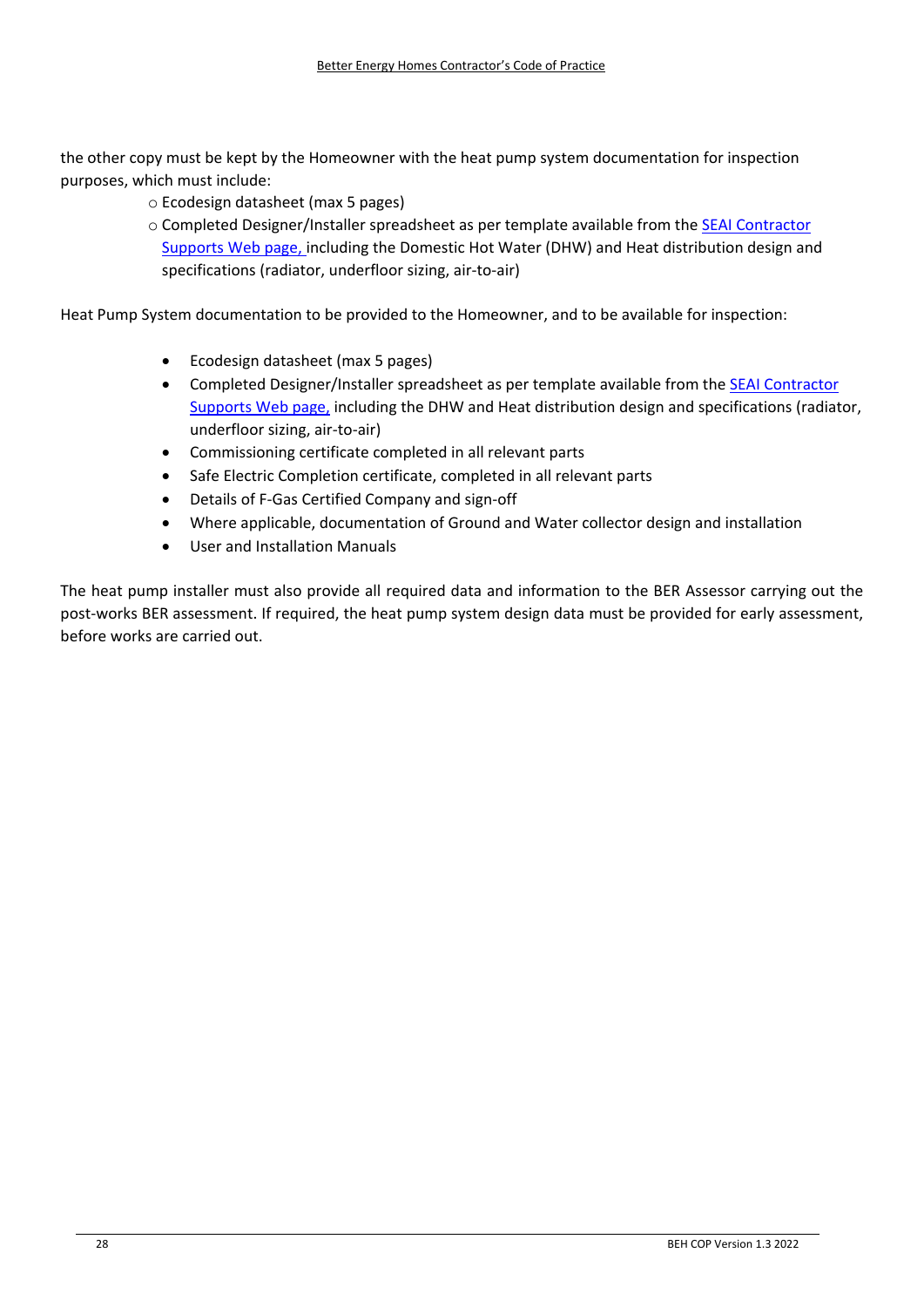the other copy must be kept by the Homeowner with the heat pump system documentation for inspection purposes, which must include:

- Ecodesign datasheet (max 5 pages)
- Completed Designer/Installer spreadsheet as per template available from the [SEAI Contractor Supports Web page,](#) including the Domestic Hot Water (DHW) and Heat distribution design and specifications (radiator, underfloor sizing, air-to-air)

Heat Pump System documentation to be provided to the Homeowner, and to be available for inspection:

- Ecodesign datasheet (max 5 pages)
- Completed Designer/Installer spreadsheet as per template available from the [SEAI Contractor Supports Web page,](#) including the DHW and Heat distribution design and specifications (radiator, underfloor sizing, air-to-air)
- Commissioning certificate completed in all relevant parts
- Safe Electric Completion certificate, completed in all relevant parts
- Details of F-Gas Certified Company and sign-off
- Where applicable, documentation of Ground and Water collector design and installation
- User and Installation Manuals

The heat pump installer must also provide all required data and information to the BER Assessor carrying out the post-works BER assessment. If required, the heat pump system design data must be provided for early assessment, before works are carried out.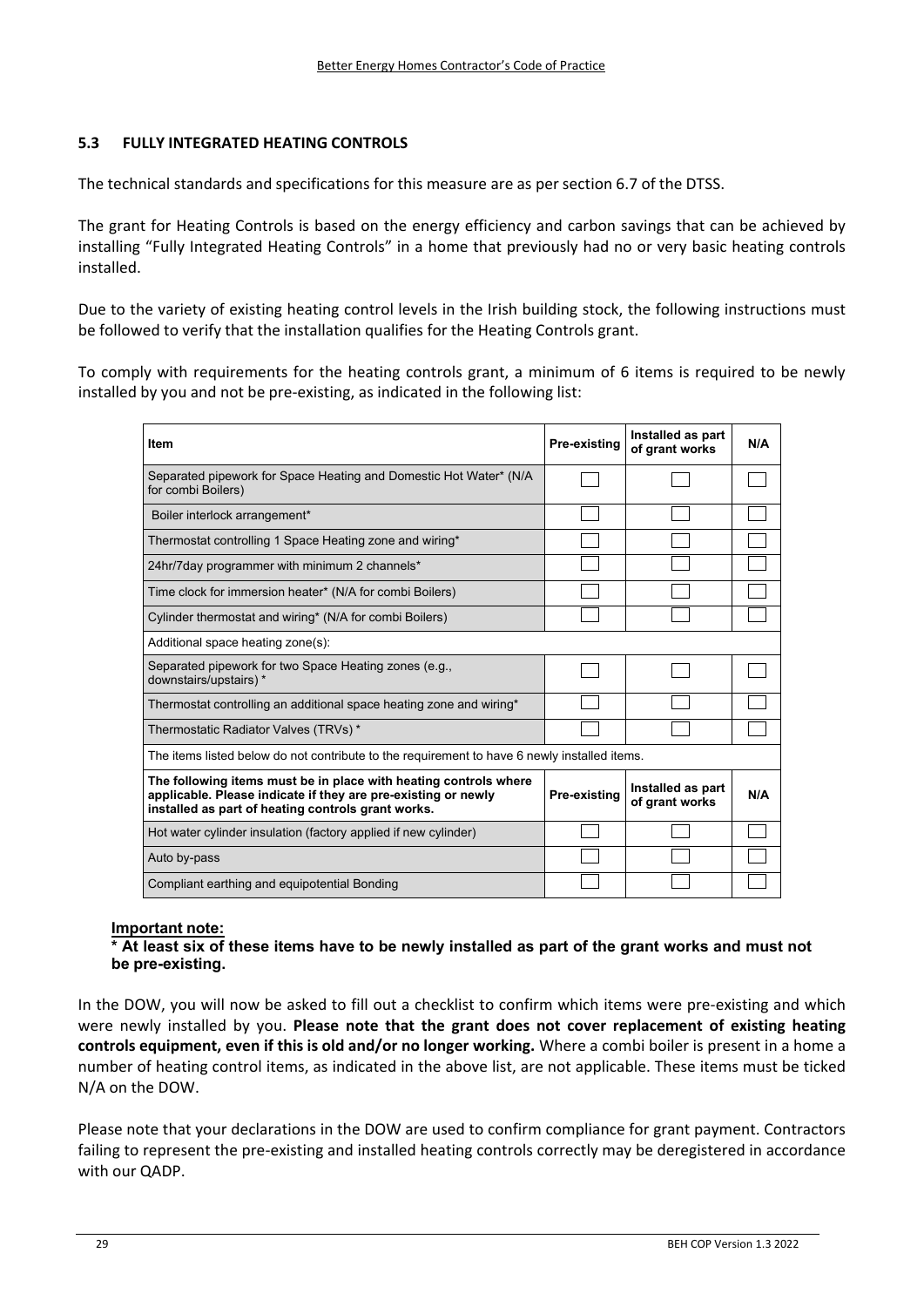### 5.3 FULLY INTEGRATED HEATING CONTROLS

The technical standards and specifications for this measure are as per section 6.7 of the DTSS.

The grant for Heating Controls is based on the energy efficiency and carbon savings that can be achieved by installing "Fully Integrated Heating Controls" in a home that previously had no or very basic heating controls installed.

Due to the variety of existing heating control levels in the Irish building stock, the following instructions must be followed to verify that the installation qualifies for the Heating Controls grant.

To comply with requirements for the heating controls grant, a minimum of 6 items is required to be newly installed by you and not be pre-existing, as indicated in the following list:

| Item | Pre-existing | Installed as part of grant works | N/A |
|---|---|---|---|
| Separated pipework for Space Heating and Domestic Hot Water* (N/A for combi Boilers) | ☐ | ☐ | ☐ |
| Boiler interlock arrangement* | ☐ | ☐ | ☐ |
| Thermostat controlling 1 Space Heating zone and wiring* | ☐ | ☐ | ☐ |
| 24hr/7day programmer with minimum 2 channels* | ☐ | ☐ | ☐ |
| Time clock for immersion heater* (N/A for combi Boilers) | ☐ | ☐ | ☐ |
| Cylinder thermostat and wiring* (N/A for combi Boilers) | ☐ | ☐ | ☐ |
| Additional space heating zone(s): | | | |
| Separated pipework for two Space Heating zones (e.g., downstairs/upstairs) * | ☐ | ☐ | ☐ |
| Thermostat controlling an additional space heating zone and wiring* | ☐ | ☐ | ☐ |
| Thermostatic Radiator Valves (TRVs) * | ☐ | ☐ | ☐ |
| The items listed below do not contribute to the requirement to have 6 newly installed items. | | | |
| **The following items must be in place with heating controls where applicable. Please indicate if they are pre-existing or newly installed as part of heating controls grant works.** | **Pre-existing** | **Installed as part of grant works** | **N/A** |
| Hot water cylinder insulation (factory applied if new cylinder) | ☐ | ☐ | ☐ |
| Auto by-pass | ☐ | ☐ | ☐ |
| Compliant earthing and equipotential Bonding | ☐ | ☐ | ☐ |

**Important note:**

**\* At least six of these items have to be newly installed as part of the grant works and must not be pre-existing.**

In the DOW, you will now be asked to fill out a checklist to confirm which items were pre-existing and which were newly installed by you. **Please note that the grant does not cover replacement of existing heating controls equipment, even if this is old and/or no longer working.** Where a combi boiler is present in a home a number of heating control items, as indicated in the above list, are not applicable. These items must be ticked N/A on the DOW.

Please note that your declarations in the DOW are used to confirm compliance for grant payment. Contractors failing to represent the pre-existing and installed heating controls correctly may be deregistered in accordance with our QADP.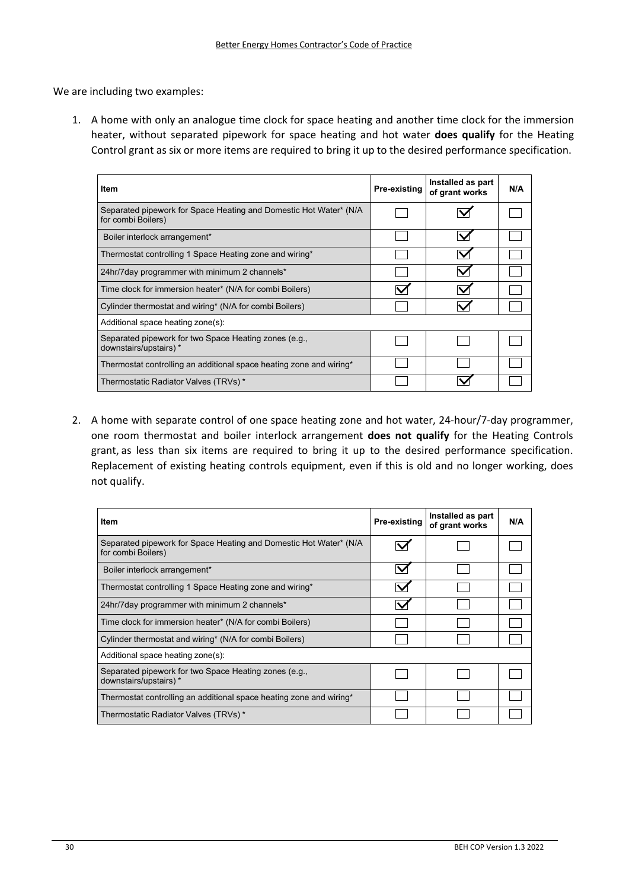We are including two examples:

1. A home with only an analogue time clock for space heating and another time clock for the immersion heater, without separated pipework for space heating and hot water **does qualify** for the Heating Control grant as six or more items are required to bring it up to the desired performance specification.

| Item | Pre-existing | Installed as part of grant works | N/A |
|---|---|---|---|
| Separated pipework for Space Heating and Domestic Hot Water* (N/A for combi Boilers) | ☐ | ☑ | ☐ |
| Boiler interlock arrangement* | ☐ | ☑ | ☐ |
| Thermostat controlling 1 Space Heating zone and wiring* | ☐ | ☑ | ☐ |
| 24hr/7day programmer with minimum 2 channels* | ☐ | ☑ | ☐ |
| Time clock for immersion heater* (N/A for combi Boilers) | ☑ | ☑ | ☐ |
| Cylinder thermostat and wiring* (N/A for combi Boilers) | ☐ | ☑ | ☐ |
| Additional space heating zone(s): | | | |
| Separated pipework for two Space Heating zones (e.g., downstairs/upstairs) * | ☐ | ☐ | ☐ |
| Thermostat controlling an additional space heating zone and wiring* | ☐ | ☐ | ☐ |
| Thermostatic Radiator Valves (TRVs) * | ☐ | ☑ | ☐ |

2. A home with separate control of one space heating zone and hot water, 24-hour/7-day programmer, one room thermostat and boiler interlock arrangement **does not qualify** for the Heating Controls grant, as less than six items are required to bring it up to the desired performance specification. Replacement of existing heating controls equipment, even if this is old and no longer working, does not qualify.

| Item | Pre-existing | Installed as part of grant works | N/A |
|---|---|---|---|
| Separated pipework for Space Heating and Domestic Hot Water* (N/A for combi Boilers) | ☑ | ☐ | ☐ |
| Boiler interlock arrangement* | ☑ | ☐ | ☐ |
| Thermostat controlling 1 Space Heating zone and wiring* | ☑ | ☐ | ☐ |
| 24hr/7day programmer with minimum 2 channels* | ☑ | ☐ | ☐ |
| Time clock for immersion heater* (N/A for combi Boilers) | ☐ | ☐ | ☐ |
| Cylinder thermostat and wiring* (N/A for combi Boilers) | ☐ | ☐ | ☐ |
| Additional space heating zone(s): | | | |
| Separated pipework for two Space Heating zones (e.g., downstairs/upstairs) * | ☐ | ☐ | ☐ |
| Thermostat controlling an additional space heating zone and wiring* | ☐ | ☐ | ☐ |
| Thermostatic Radiator Valves (TRVs) * | ☐ | ☐ | ☐ |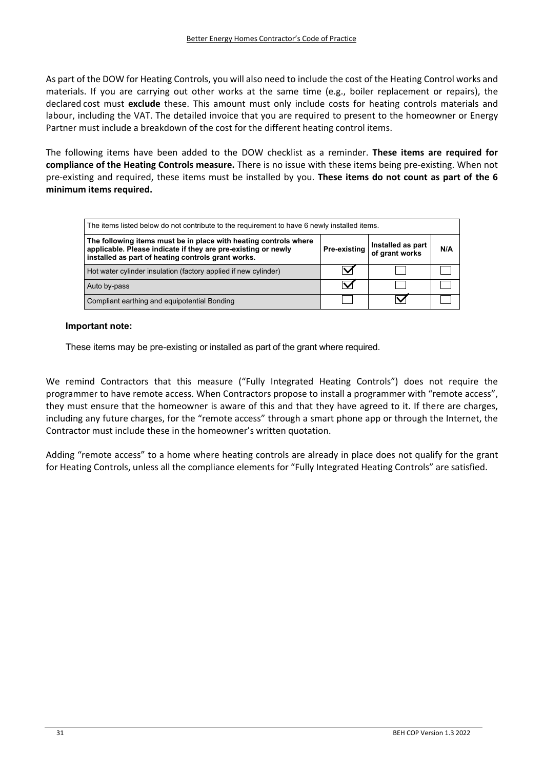As part of the DOW for Heating Controls, you will also need to include the cost of the Heating Control works and materials. If you are carrying out other works at the same time (e.g., boiler replacement or repairs), the declared cost must **exclude** these. This amount must only include costs for heating controls materials and labour, including the VAT. The detailed invoice that you are required to present to the homeowner or Energy Partner must include a breakdown of the cost for the different heating control items.

The following items have been added to the DOW checklist as a reminder. **These items are required for compliance of the Heating Controls measure.** There is no issue with these items being pre-existing. When not pre-existing and required, these items must be installed by you. **These items do not count as part of the 6 minimum items required.**

| The items listed below do not contribute to the requirement to have 6 newly installed items. | | | |
|---|---|---|---|
| **The following items must be in place with heating controls where applicable. Please indicate if they are pre-existing or newly installed as part of heating controls grant works.** | **Pre-existing** | **Installed as part of grant works** | **N/A** |
| Hot water cylinder insulation (factory applied if new cylinder) | ☑ | ☐ | ☐ |
| Auto by-pass | ☑ | ☐ | ☐ |
| Compliant earthing and equipotential Bonding | ☐ | ☑ | ☐ |

**Important note:**

These items may be pre-existing or installed as part of the grant where required.

We remind Contractors that this measure ("Fully Integrated Heating Controls") does not require the programmer to have remote access. When Contractors propose to install a programmer with "remote access", they must ensure that the homeowner is aware of this and that they have agreed to it. If there are charges, including any future charges, for the "remote access" through a smart phone app or through the Internet, the Contractor must include these in the homeowner's written quotation.

Adding "remote access" to a home where heating controls are already in place does not qualify for the grant for Heating Controls, unless all the compliance elements for "Fully Integrated Heating Controls" are satisfied.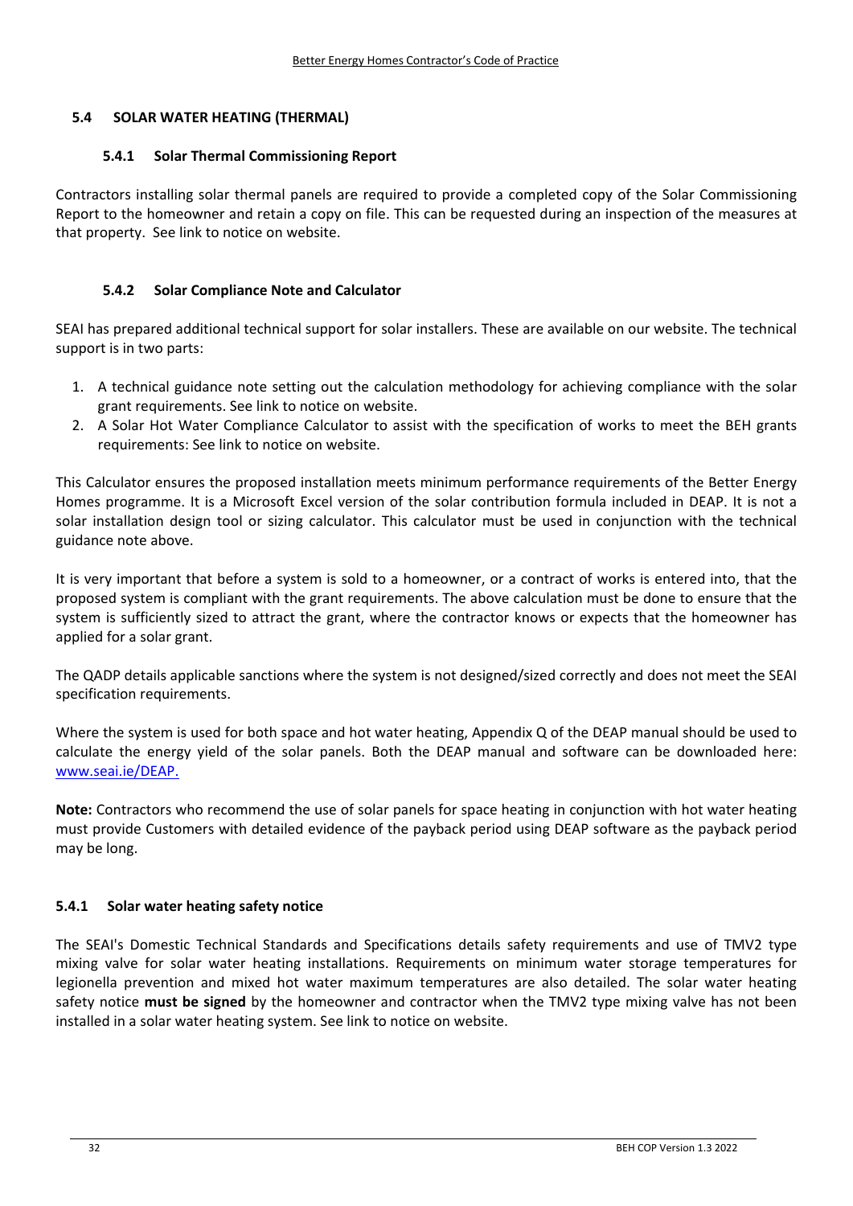## 5.4 SOLAR WATER HEATING (THERMAL)

### 5.4.1 Solar Thermal Commissioning Report

Contractors installing solar thermal panels are required to provide a completed copy of the Solar Commissioning Report to the homeowner and retain a copy on file. This can be requested during an inspection of the measures at that property. See link to notice on website.

### 5.4.2 Solar Compliance Note and Calculator

SEAI has prepared additional technical support for solar installers. These are available on our website. The technical support is in two parts:

1. A technical guidance note setting out the calculation methodology for achieving compliance with the solar grant requirements. See link to notice on website.
2. A Solar Hot Water Compliance Calculator to assist with the specification of works to meet the BEH grants requirements: See link to notice on website.

This Calculator ensures the proposed installation meets minimum performance requirements of the Better Energy Homes programme. It is a Microsoft Excel version of the solar contribution formula included in DEAP. It is not a solar installation design tool or sizing calculator. This calculator must be used in conjunction with the technical guidance note above.

It is very important that before a system is sold to a homeowner, or a contract of works is entered into, that the proposed system is compliant with the grant requirements. The above calculation must be done to ensure that the system is sufficiently sized to attract the grant, where the contractor knows or expects that the homeowner has applied for a solar grant.

The QADP details applicable sanctions where the system is not designed/sized correctly and does not meet the SEAI specification requirements.

Where the system is used for both space and hot water heating, Appendix Q of the DEAP manual should be used to calculate the energy yield of the solar panels. Both the DEAP manual and software can be downloaded here: www.seai.ie/DEAP.

**Note:** Contractors who recommend the use of solar panels for space heating in conjunction with hot water heating must provide Customers with detailed evidence of the payback period using DEAP software as the payback period may be long.

### 5.4.1 Solar water heating safety notice

The SEAI's Domestic Technical Standards and Specifications details safety requirements and use of TMV2 type mixing valve for solar water heating installations. Requirements on minimum water storage temperatures for legionella prevention and mixed hot water maximum temperatures are also detailed. The solar water heating safety notice **must be signed** by the homeowner and contractor when the TMV2 type mixing valve has not been installed in a solar water heating system. See link to notice on website.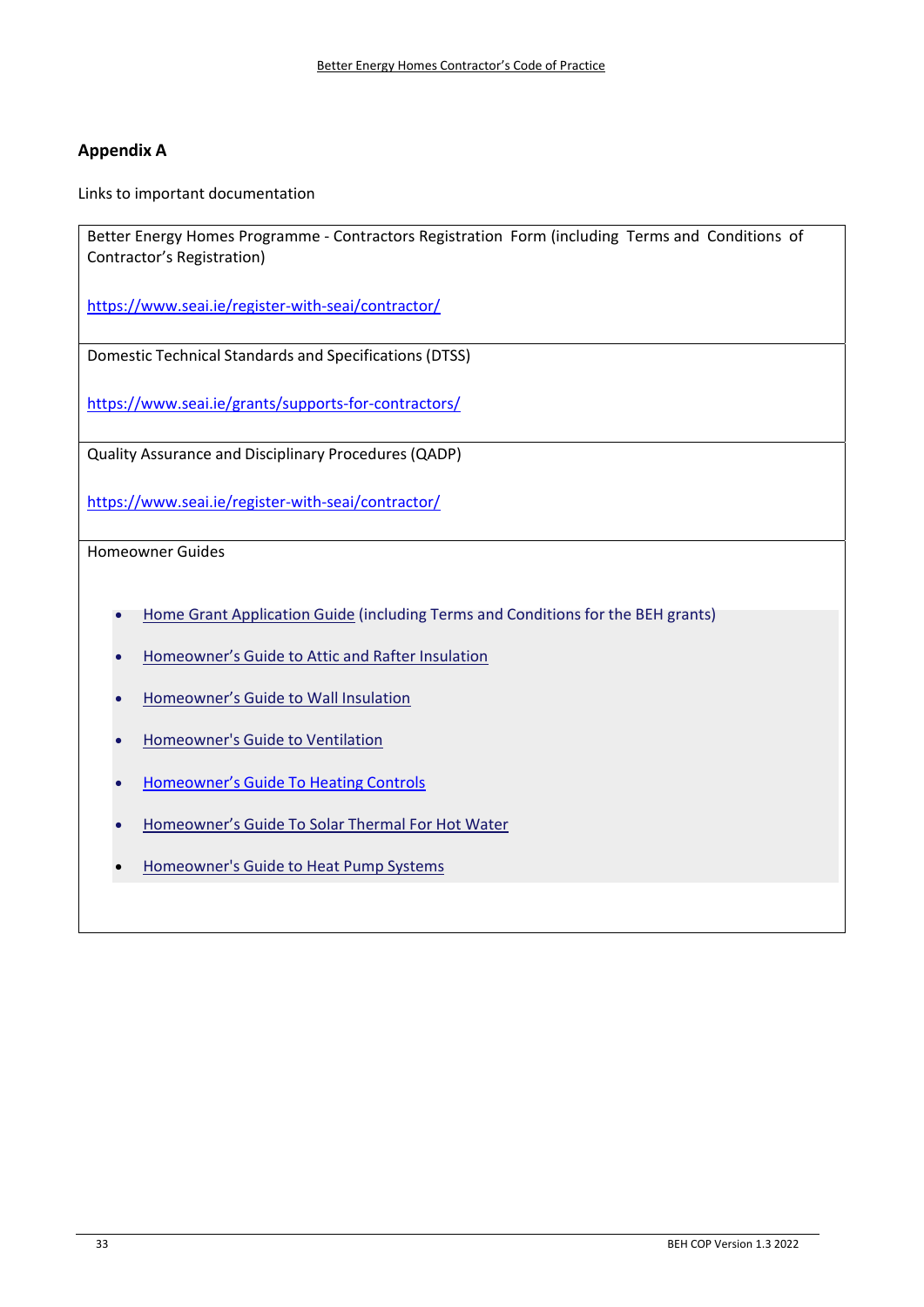## Appendix A

Links to important documentation

| |
|---|
| Better Energy Homes Programme - Contractors Registration Form (including Terms and Conditions of Contractor's Registration)<br><br>https://www.seai.ie/register-with-seai/contractor/ |
| Domestic Technical Standards and Specifications (DTSS)<br><br>https://www.seai.ie/grants/supports-for-contractors/ |
| Quality Assurance and Disciplinary Procedures (QADP)<br><br>https://www.seai.ie/register-with-seai/contractor/ |
| Homeowner Guides<br><br>• Home Grant Application Guide (including Terms and Conditions for the BEH grants)<br>• Homeowner's Guide to Attic and Rafter Insulation<br>• Homeowner's Guide to Wall Insulation<br>• Homeowner's Guide to Ventilation<br>• Homeowner's Guide To Heating Controls<br>• Homeowner's Guide To Solar Thermal For Hot Water<br>• Homeowner's Guide to Heat Pump Systems |